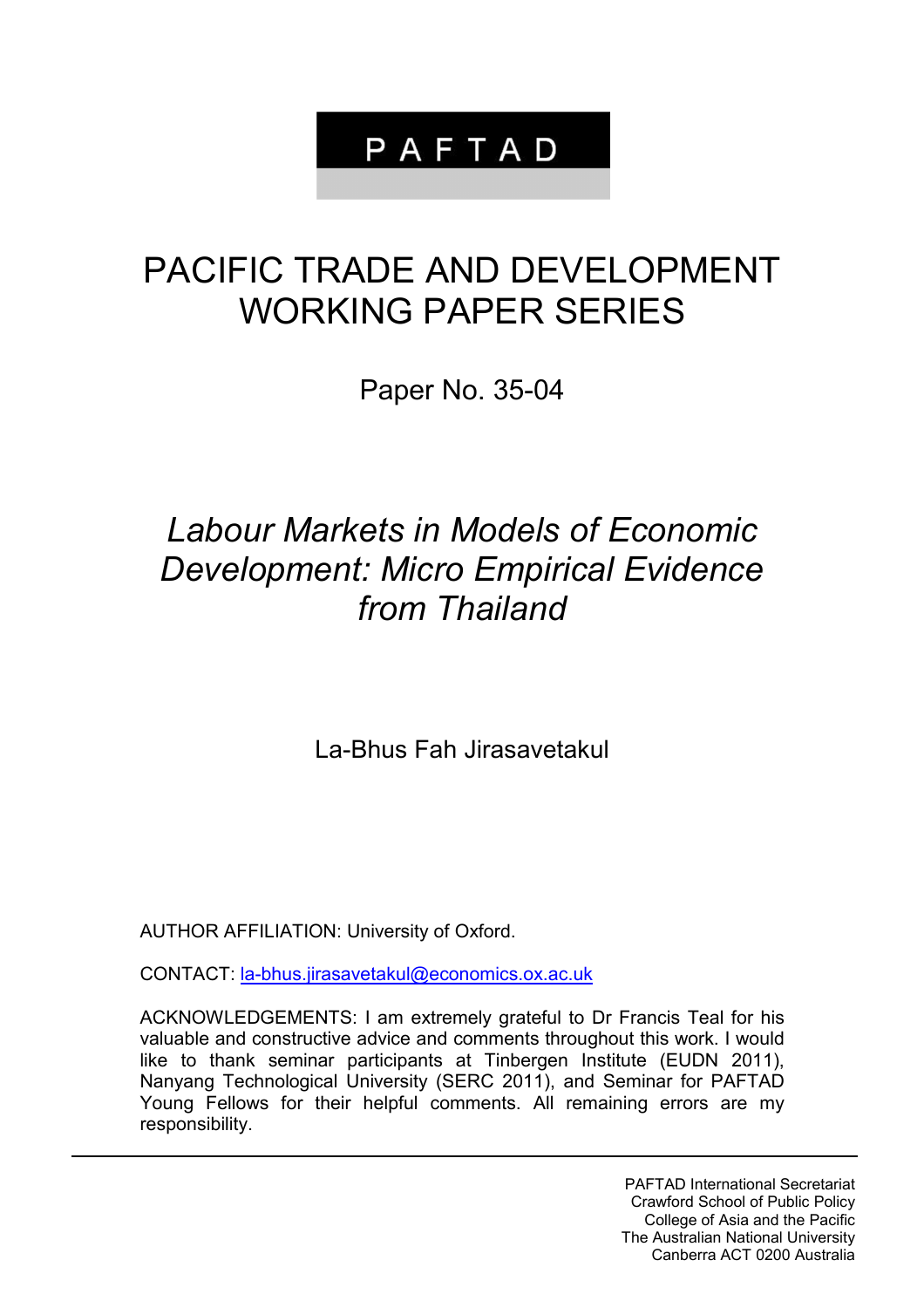PAFTAD

# PACIFIC TRADE AND DEVELOPMENT WORKING PAPER SERIES

Paper No. 35-04

## *Labour Markets in Models of Economic Development: Micro Empirical Evidence from Thailand*

La-Bhus Fah Jirasavetakul

AUTHOR AFFILIATION: University of Oxford.

CONTACT: la-bhus.jirasavetakul@economics.ox.ac.uk

ACKNOWLEDGEMENTS: I am extremely grateful to Dr Francis Teal for his valuable and constructive advice and comments throughout this work. I would like to thank seminar participants at Tinbergen Institute (EUDN 2011), Nanyang Technological University (SERC 2011), and Seminar for PAFTAD Young Fellows for their helpful comments. All remaining errors are my responsibility.

PAFTAD International Secretariat
Crawford School of Public Policy
College of Asia and the Pacific
The Australian National University
Canberra ACT 0200 Australia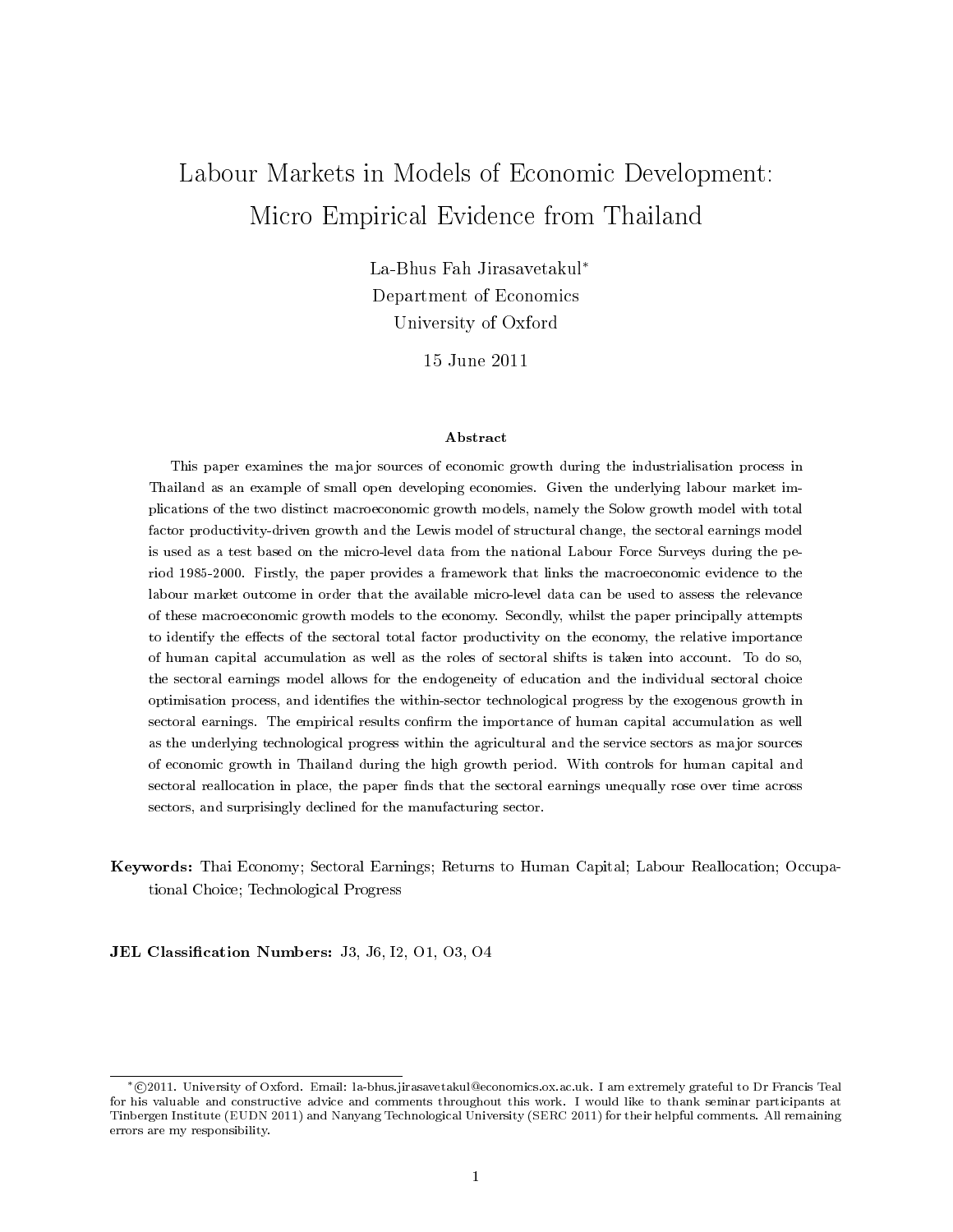# Labour Markets in Models of Economic Development: Micro Empirical Evidence from Thailand

La-Bhus Fah Jirasavetakul*

Department of Economics

University of Oxford

15 June 2011

### Abstract

This paper examines the major sources of economic growth during the industrialisation process in Thailand as an example of small open developing economies. Given the underlying labour market implications of the two distinct macroeconomic growth models, namely the Solow growth model with total factor productivity-driven growth and the Lewis model of structural change, the sectoral earnings model is used as a test based on the micro-level data from the national Labour Force Surveys during the period 1985-2000. Firstly, the paper provides a framework that links the macroeconomic evidence to the labour market outcome in order that the available micro-level data can be used to assess the relevance of these macroeconomic growth models to the economy. Secondly, whilst the paper principally attempts to identify the effects of the sectoral total factor productivity on the economy, the relative importance of human capital accumulation as well as the roles of sectoral shifts is taken into account. To do so, the sectoral earnings model allows for the endogeneity of education and the individual sectoral choice optimisation process, and identifies the within-sector technological progress by the exogenous growth in sectoral earnings. The empirical results confirm the importance of human capital accumulation as well as the underlying technological progress within the agricultural and the service sectors as major sources of economic growth in Thailand during the high growth period. With controls for human capital and sectoral reallocation in place, the paper finds that the sectoral earnings unequally rose over time across sectors, and surprisingly declined for the manufacturing sector.

**Keywords:** Thai Economy; Sectoral Earnings; Returns to Human Capital; Labour Reallocation; Occupational Choice; Technological Progress

**JEL Classification Numbers:** J3, J6, I2, O1, O3, O4

*©2011. University of Oxford. Email: la-bhus.jirasavetakul@economics.ox.ac.uk. I am extremely grateful to Dr Francis Teal for his valuable and constructive advice and comments throughout this work. I would like to thank seminar participants at Tinbergen Institute (EUDN 2011) and Nanyang Technological University (SERC 2011) for their helpful comments. All remaining errors are my responsibility.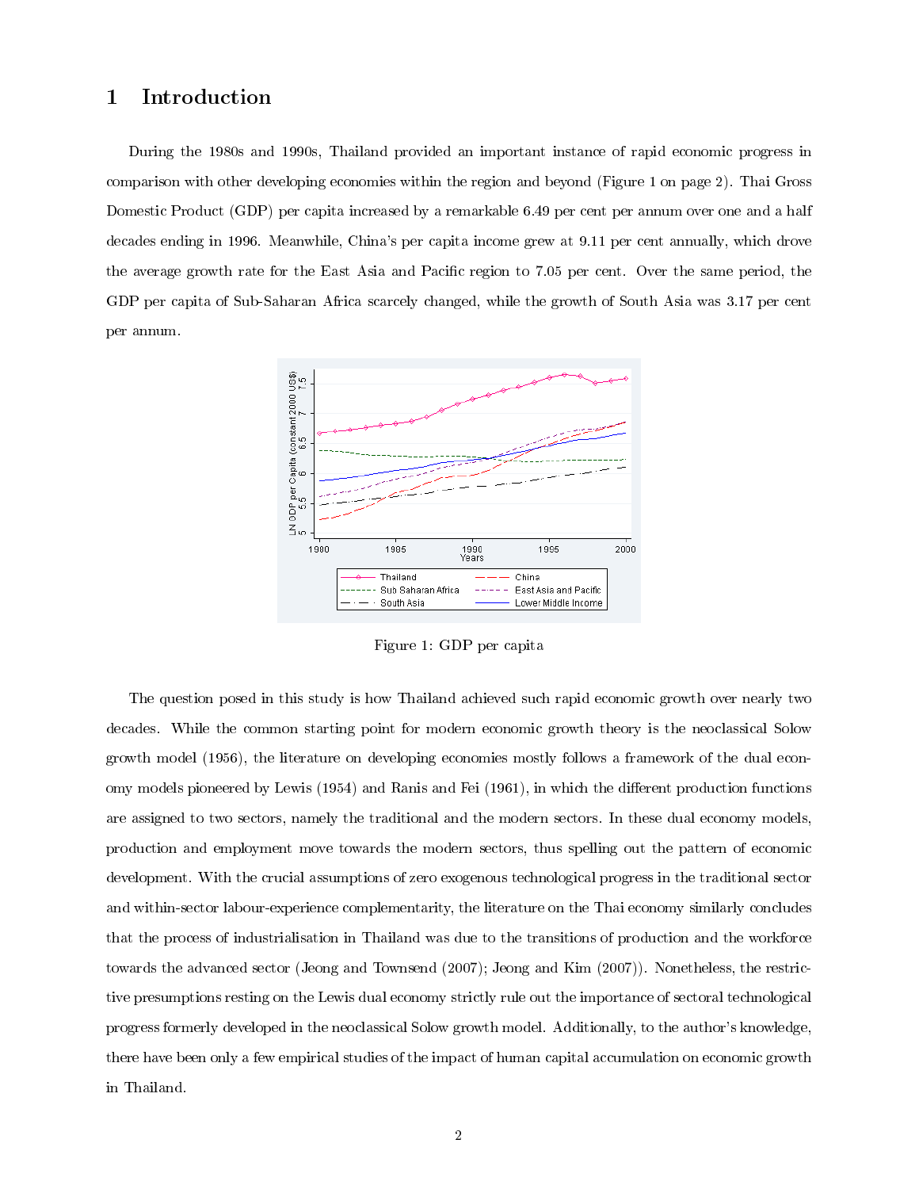# 1 Introduction

During the 1980s and 1990s, Thailand provided an important instance of rapid economic progress in comparison with other developing economies within the region and beyond (Figure 1 on page 2). Thai Gross Domestic Product (GDP) per capita increased by a remarkable 6.49 per cent per annum over one and a half decades ending in 1996. Meanwhile, China's per capita income grew at 9.11 per cent annually, which drove the average growth rate for the East Asia and Pacific region to 7.05 per cent. Over the same period, the GDP per capita of Sub-Saharan Africa scarcely changed, while the growth of South Asia was 3.17 per cent per annum.

Figure 1: GDP per capita

The question posed in this study is how Thailand achieved such rapid economic growth over nearly two decades. While the common starting point for modern economic growth theory is the neoclassical Solow growth model (1956), the literature on developing economies mostly follows a framework of the dual economy models pioneered by Lewis (1954) and Ranis and Fei (1961), in which the different production functions are assigned to two sectors, namely the traditional and the modern sectors. In these dual economy models, production and employment move towards the modern sectors, thus spelling out the pattern of economic development. With the crucial assumptions of zero exogenous technological progress in the traditional sector and within-sector labour-experience complementarity, the literature on the Thai economy similarly concludes that the process of industrialisation in Thailand was due to the transitions of production and the workforce towards the advanced sector (Jeong and Townsend (2007); Jeong and Kim (2007)). Nonetheless, the restrictive presumptions resting on the Lewis dual economy strictly rule out the importance of sectoral technological progress formerly developed in the neoclassical Solow growth model. Additionally, to the author's knowledge, there have been only a few empirical studies of the impact of human capital accumulation on economic growth in Thailand.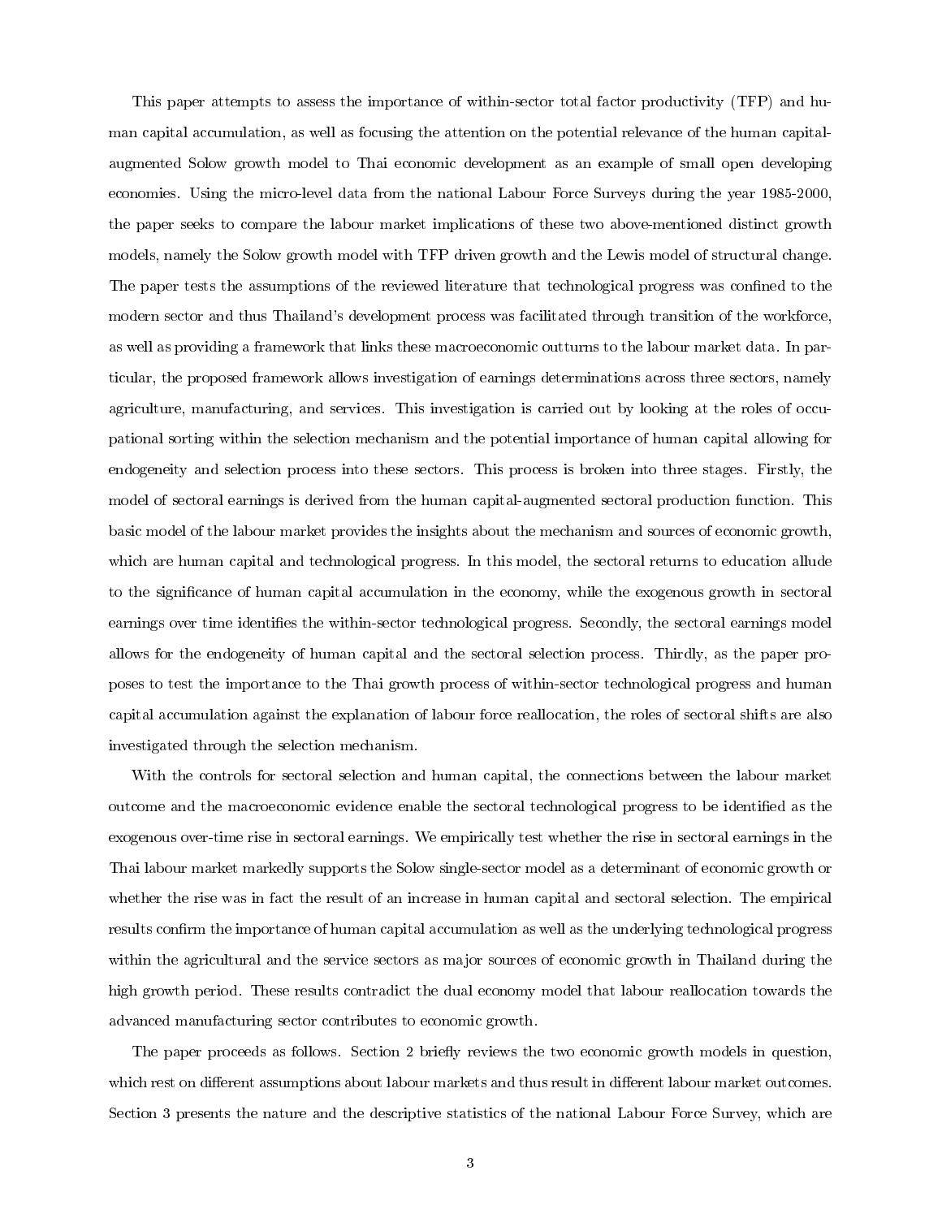This paper attempts to assess the importance of within-sector total factor productivity (TFP) and human capital accumulation, as well as focusing the attention on the potential relevance of the human capital-augmented Solow growth model to Thai economic development as an example of small open developing economies. Using the micro-level data from the national Labour Force Surveys during the year 1985-2000, the paper seeks to compare the labour market implications of these two above-mentioned distinct growth models, namely the Solow growth model with TFP driven growth and the Lewis model of structural change. The paper tests the assumptions of the reviewed literature that technological progress was confined to the modern sector and thus Thailand's development process was facilitated through transition of the workforce, as well as providing a framework that links these macroeconomic outturns to the labour market data. In particular, the proposed framework allows investigation of earnings determinations across three sectors, namely agriculture, manufacturing, and services. This investigation is carried out by looking at the roles of occupational sorting within the selection mechanism and the potential importance of human capital allowing for endogeneity and selection process into these sectors. This process is broken into three stages. Firstly, the model of sectoral earnings is derived from the human capital-augmented sectoral production function. This basic model of the labour market provides the insights about the mechanism and sources of economic growth, which are human capital and technological progress. In this model, the sectoral returns to education allude to the significance of human capital accumulation in the economy, while the exogenous growth in sectoral earnings over time identifies the within-sector technological progress. Secondly, the sectoral earnings model allows for the endogeneity of human capital and the sectoral selection process. Thirdly, as the paper proposes to test the importance to the Thai growth process of within-sector technological progress and human capital accumulation against the explanation of labour force reallocation, the roles of sectoral shifts are also investigated through the selection mechanism.

With the controls for sectoral selection and human capital, the connections between the labour market outcome and the macroeconomic evidence enable the sectoral technological progress to be identified as the exogenous over-time rise in sectoral earnings. We empirically test whether the rise in sectoral earnings in the Thai labour market markedly supports the Solow single-sector model as a determinant of economic growth or whether the rise was in fact the result of an increase in human capital and sectoral selection. The empirical results confirm the importance of human capital accumulation as well as the underlying technological progress within the agricultural and the service sectors as major sources of economic growth in Thailand during the high growth period. These results contradict the dual economy model that labour reallocation towards the advanced manufacturing sector contributes to economic growth.

The paper proceeds as follows. Section 2 briefly reviews the two economic growth models in question, which rest on different assumptions about labour markets and thus result in different labour market outcomes. Section 3 presents the nature and the descriptive statistics of the national Labour Force Survey, which are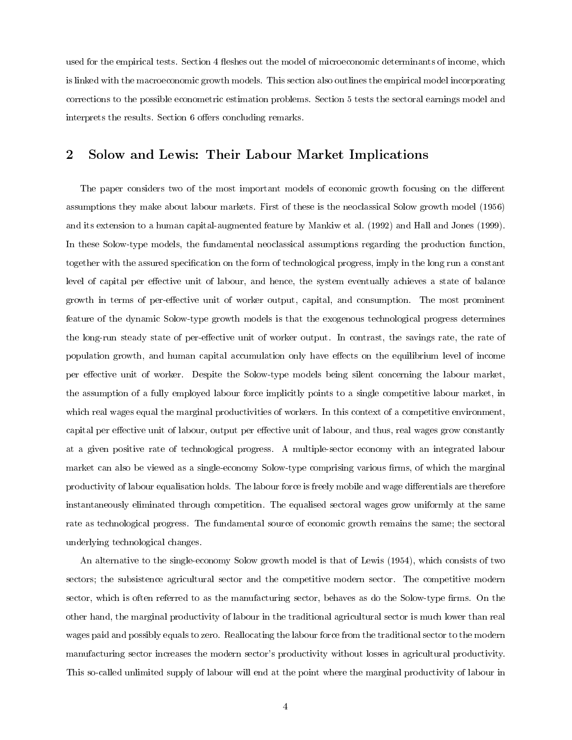used for the empirical tests. Section 4 fleshes out the model of microeconomic determinants of income, which is linked with the macroeconomic growth models. This section also outlines the empirical model incorporating corrections to the possible econometric estimation problems. Section 5 tests the sectoral earnings model and interprets the results. Section 6 offers concluding remarks.

## 2 Solow and Lewis: Their Labour Market Implications

The paper considers two of the most important models of economic growth focusing on the different assumptions they make about labour markets. First of these is the neoclassical Solow growth model (1956) and its extension to a human capital-augmented feature by Mankiw et al. (1992) and Hall and Jones (1999). In these Solow-type models, the fundamental neoclassical assumptions regarding the production function, together with the assured specification on the form of technological progress, imply in the long run a constant level of capital per effective unit of labour, and hence, the system eventually achieves a state of balance growth in terms of per-effective unit of worker output, capital, and consumption. The most prominent feature of the dynamic Solow-type growth models is that the exogenous technological progress determines the long-run steady state of per-effective unit of worker output. In contrast, the savings rate, the rate of population growth, and human capital accumulation only have effects on the equilibrium level of income per effective unit of worker. Despite the Solow-type models being silent concerning the labour market, the assumption of a fully employed labour force implicitly points to a single competitive labour market, in which real wages equal the marginal productivities of workers. In this context of a competitive environment, capital per effective unit of labour, output per effective unit of labour, and thus, real wages grow constantly at a given positive rate of technological progress. A multiple-sector economy with an integrated labour market can also be viewed as a single-economy Solow-type comprising various firms, of which the marginal productivity of labour equalisation holds. The labour force is freely mobile and wage differentials are therefore instantaneously eliminated through competition. The equalised sectoral wages grow uniformly at the same rate as technological progress. The fundamental source of economic growth remains the same; the sectoral underlying technological changes.

An alternative to the single-economy Solow growth model is that of Lewis (1954), which consists of two sectors; the subsistence agricultural sector and the competitive modern sector. The competitive modern sector, which is often referred to as the manufacturing sector, behaves as do the Solow-type firms. On the other hand, the marginal productivity of labour in the traditional agricultural sector is much lower than real wages paid and possibly equals to zero. Reallocating the labour force from the traditional sector to the modern manufacturing sector increases the modern sector's productivity without losses in agricultural productivity. This so-called unlimited supply of labour will end at the point where the marginal productivity of labour in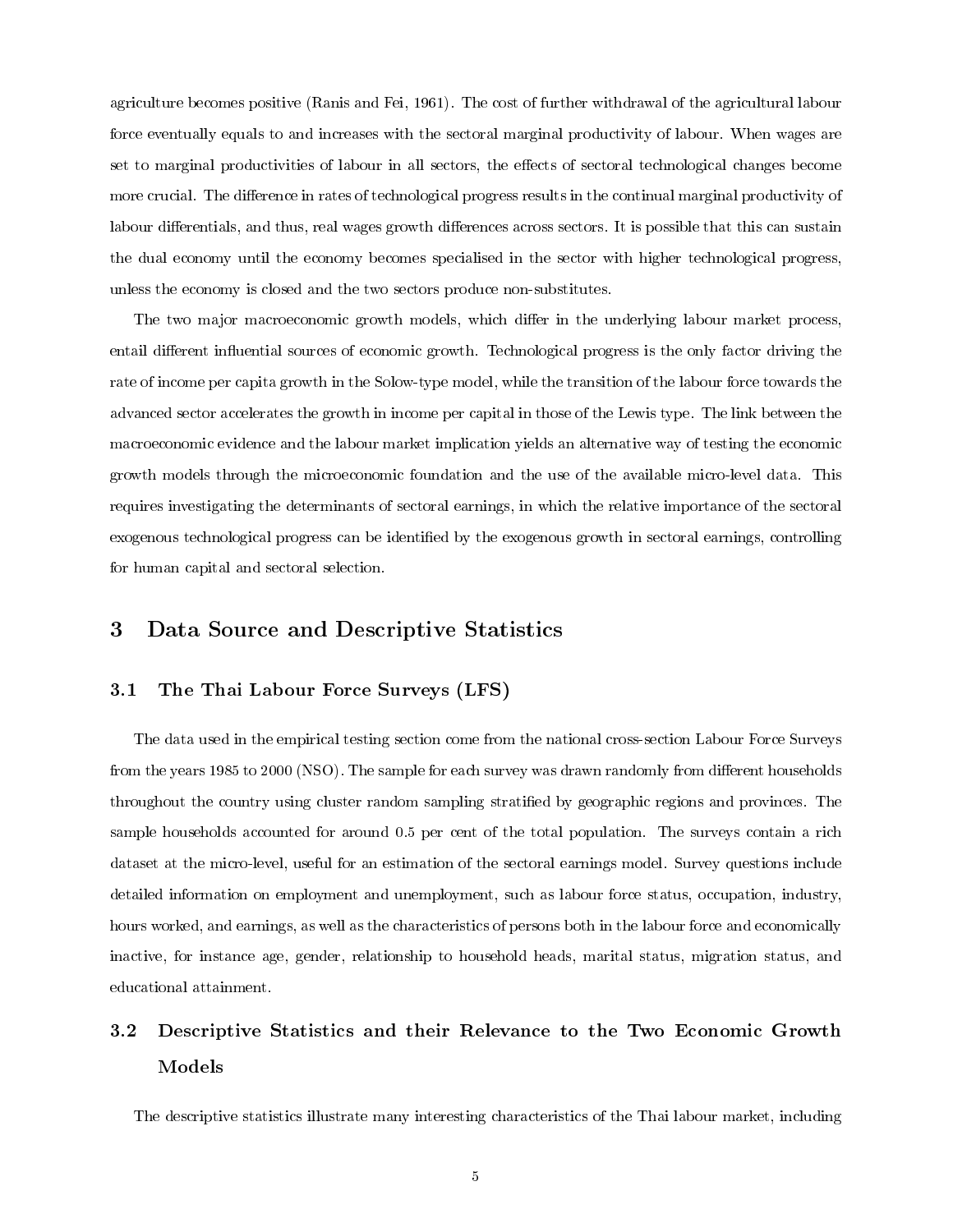agriculture becomes positive (Ranis and Fei, 1961). The cost of further withdrawal of the agricultural labour force eventually equals to and increases with the sectoral marginal productivity of labour. When wages are set to marginal productivities of labour in all sectors, the effects of sectoral technological changes become more crucial. The difference in rates of technological progress results in the continual marginal productivity of labour differentials, and thus, real wages growth differences across sectors. It is possible that this can sustain the dual economy until the economy becomes specialised in the sector with higher technological progress, unless the economy is closed and the two sectors produce non-substitutes.

The two major macroeconomic growth models, which differ in the underlying labour market process, entail different influential sources of economic growth. Technological progress is the only factor driving the rate of income per capita growth in the Solow-type model, while the transition of the labour force towards the advanced sector accelerates the growth in income per capital in those of the Lewis type. The link between the macroeconomic evidence and the labour market implication yields an alternative way of testing the economic growth models through the microeconomic foundation and the use of the available micro-level data. This requires investigating the determinants of sectoral earnings, in which the relative importance of the sectoral exogenous technological progress can be identified by the exogenous growth in sectoral earnings, controlling for human capital and sectoral selection.

# 3 Data Source and Descriptive Statistics

## 3.1 The Thai Labour Force Surveys (LFS)

The data used in the empirical testing section come from the national cross-section Labour Force Surveys from the years 1985 to 2000 (NSO). The sample for each survey was drawn randomly from different households throughout the country using cluster random sampling stratified by geographic regions and provinces. The sample households accounted for around 0.5 per cent of the total population. The surveys contain a rich dataset at the micro-level, useful for an estimation of the sectoral earnings model. Survey questions include detailed information on employment and unemployment, such as labour force status, occupation, industry, hours worked, and earnings, as well as the characteristics of persons both in the labour force and economically inactive, for instance age, gender, relationship to household heads, marital status, migration status, and educational attainment.

## 3.2 Descriptive Statistics and their Relevance to the Two Economic Growth Models

The descriptive statistics illustrate many interesting characteristics of the Thai labour market, including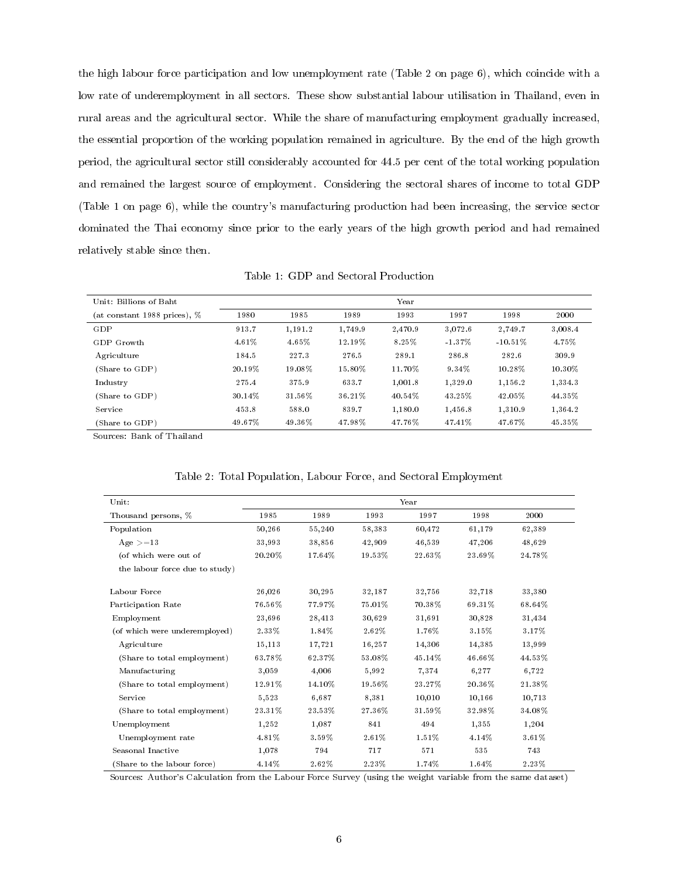the high labour force participation and low unemployment rate (Table 2 on page 6), which coincide with a low rate of underemployment in all sectors. These show substantial labour utilisation in Thailand, even in rural areas and the agricultural sector. While the share of manufacturing employment gradually increased, the essential proportion of the working population remained in agriculture. By the end of the high growth period, the agricultural sector still considerably accounted for 44.5 per cent of the total working population and remained the largest source of employment. Considering the sectoral shares of income to total GDP (Table 1 on page 6), while the country's manufacturing production had been increasing, the service sector dominated the Thai economy since prior to the early years of the high growth period and had remained relatively stable since then.

Table 1: GDP and Sectoral Production

| Unit: Billions of Baht | Year | | | | | | |
|---|---|---|---|---|---|---|---|
| (at constant 1988 prices), % | 1980 | 1985 | 1989 | 1993 | 1997 | 1998 | 2000 |
| GDP | 913.7 | 1,191.2 | 1,749.9 | 2,470.9 | 3,072.6 | 2,749.7 | 3,008.4 |
| GDP Growth | 4.61% | 4.65% | 12.19% | 8.25% | -1.37% | -10.51% | 4.75% |
| Agriculture | 184.5 | 227.3 | 276.5 | 289.1 | 286.8 | 282.6 | 309.9 |
| (Share to GDP) | 20.19% | 19.08% | 15.80% | 11.70% | 9.34% | 10.28% | 10.30% |
| Industry | 275.4 | 375.9 | 633.7 | 1,001.8 | 1,329.0 | 1,156.2 | 1,334.3 |
| (Share to GDP) | 30.14% | 31.56% | 36.21% | 40.54% | 43.25% | 42.05% | 44.35% |
| Service | 453.8 | 588.0 | 839.7 | 1,180.0 | 1,456.8 | 1,310.9 | 1,364.2 |
| (Share to GDP) | 49.67% | 49.36% | 47.98% | 47.76% | 47.41% | 47.67% | 45.35% |

Sources: Bank of Thailand

Table 2: Total Population, Labour Force, and Sectoral Employment

| Unit: | Year | | | | | |
|---|---|---|---|---|---|---|
| Thousand persons, % | 1985 | 1989 | 1993 | 1997 | 1998 | 2000 |
| Population | 50,266 | 55,240 | 58,383 | 60,472 | 61,179 | 62,389 |
| Age >=13 | 33,993 | 38,856 | 42,909 | 46,539 | 47,206 | 48,629 |
| (of which were out of the labour force due to study) | 20.20% | 17.64% | 19.53% | 22.63% | 23.69% | 24.78% |
| Labour Force | 26,026 | 30,295 | 32,187 | 32,756 | 32,718 | 33,380 |
| Participation Rate | 76.56% | 77.97% | 75.01% | 70.38% | 69.31% | 68.64% |
| Employment | 23,696 | 28,413 | 30,629 | 31,691 | 30,828 | 31,434 |
| (of which were underemployed) | 2.33% | 1.84% | 2.62% | 1.76% | 3.15% | 3.17% |
| Agriculture | 15,113 | 17,721 | 16,257 | 14,306 | 14,385 | 13,999 |
| (Share to total employment) | 63.78% | 62.37% | 53.08% | 45.14% | 46.66% | 44.53% |
| Manufacturing | 3,059 | 4,006 | 5,992 | 7,374 | 6,277 | 6,722 |
| (Share to total employment) | 12.91% | 14.10% | 19.56% | 23.27% | 20.36% | 21.38% |
| Service | 5,523 | 6,687 | 8,381 | 10,010 | 10,166 | 10,713 |
| (Share to total employment) | 23.31% | 23.53% | 27.36% | 31.59% | 32.98% | 34.08% |
| Unemployment | 1,252 | 1,087 | 841 | 494 | 1,355 | 1,204 |
| Unemployment rate | 4.81% | 3.59% | 2.61% | 1.51% | 4.14% | 3.61% |
| Seasonal Inactive | 1,078 | 794 | 717 | 571 | 535 | 743 |
| (Share to the labour force) | 4.14% | 2.62% | 2.23% | 1.74% | 1.64% | 2.23% |

Sources: Author's Calculation from the Labour Force Survey (using the weight variable from the same dataset)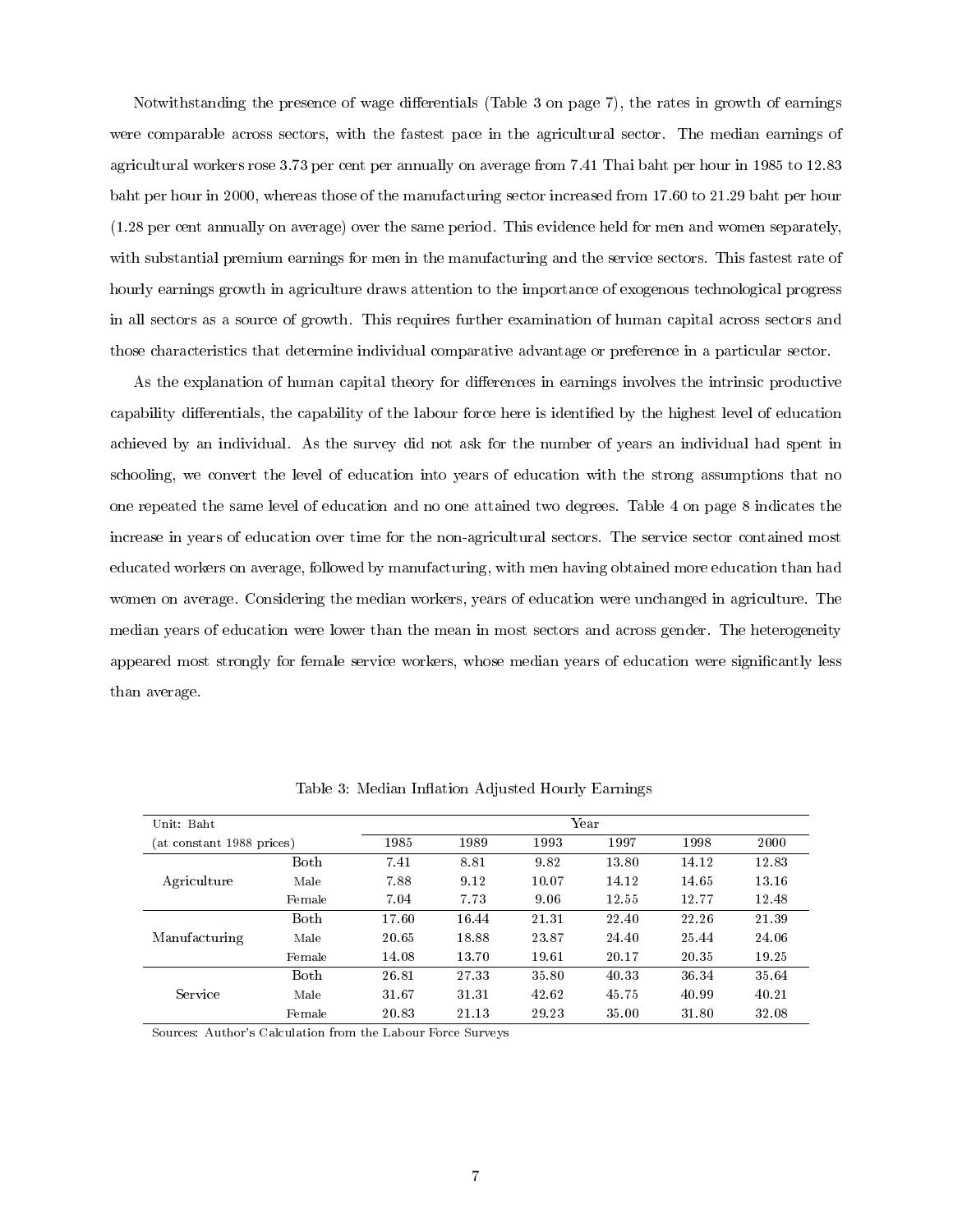Notwithstanding the presence of wage differentials (Table 3 on page 7), the rates in growth of earnings were comparable across sectors, with the fastest pace in the agricultural sector. The median earnings of agricultural workers rose 3.73 per cent per annually on average from 7.41 Thai baht per hour in 1985 to 12.83 baht per hour in 2000, whereas those of the manufacturing sector increased from 17.60 to 21.29 baht per hour (1.28 per cent annually on average) over the same period. This evidence held for men and women separately, with substantial premium earnings for men in the manufacturing and the service sectors. This fastest rate of hourly earnings growth in agriculture draws attention to the importance of exogenous technological progress in all sectors as a source of growth. This requires further examination of human capital across sectors and those characteristics that determine individual comparative advantage or preference in a particular sector.

As the explanation of human capital theory for differences in earnings involves the intrinsic productive capability differentials, the capability of the labour force here is identified by the highest level of education achieved by an individual. As the survey did not ask for the number of years an individual had spent in schooling, we convert the level of education into years of education with the strong assumptions that no one repeated the same level of education and no one attained two degrees. Table 4 on page 8 indicates the increase in years of education over time for the non-agricultural sectors. The service sector contained most educated workers on average, followed by manufacturing, with men having obtained more education than had women on average. Considering the median workers, years of education were unchanged in agriculture. The median years of education were lower than the mean in most sectors and across gender. The heterogeneity appeared most strongly for female service workers, whose median years of education were significantly less than average.

Table 3: Median Inflation Adjusted Hourly Earnings

| Unit: Baht | | Year | | | | | |
|---|---|---|---|---|---|---|---|
| (at constant 1988 prices) | | 1985 | 1989 | 1993 | 1997 | 1998 | 2000 |
| Agriculture | Both | 7.41 | 8.81 | 9.82 | 13.80 | 14.12 | 12.83 |
| | Male | 7.88 | 9.12 | 10.07 | 14.12 | 14.65 | 13.16 |
| | Female | 7.04 | 7.73 | 9.06 | 12.55 | 12.77 | 12.48 |
| Manufacturing | Both | 17.60 | 16.44 | 21.31 | 22.40 | 22.26 | 21.39 |
| | Male | 20.65 | 18.88 | 23.87 | 24.40 | 25.44 | 24.06 |
| | Female | 14.08 | 13.70 | 19.61 | 20.17 | 20.35 | 19.25 |
| Service | Both | 26.81 | 27.33 | 35.80 | 40.33 | 36.34 | 35.64 |
| | Male | 31.67 | 31.31 | 42.62 | 45.75 | 40.99 | 40.21 |
| | Female | 20.83 | 21.13 | 29.23 | 35.00 | 31.80 | 32.08 |

Sources: Author's Calculation from the Labour Force Surveys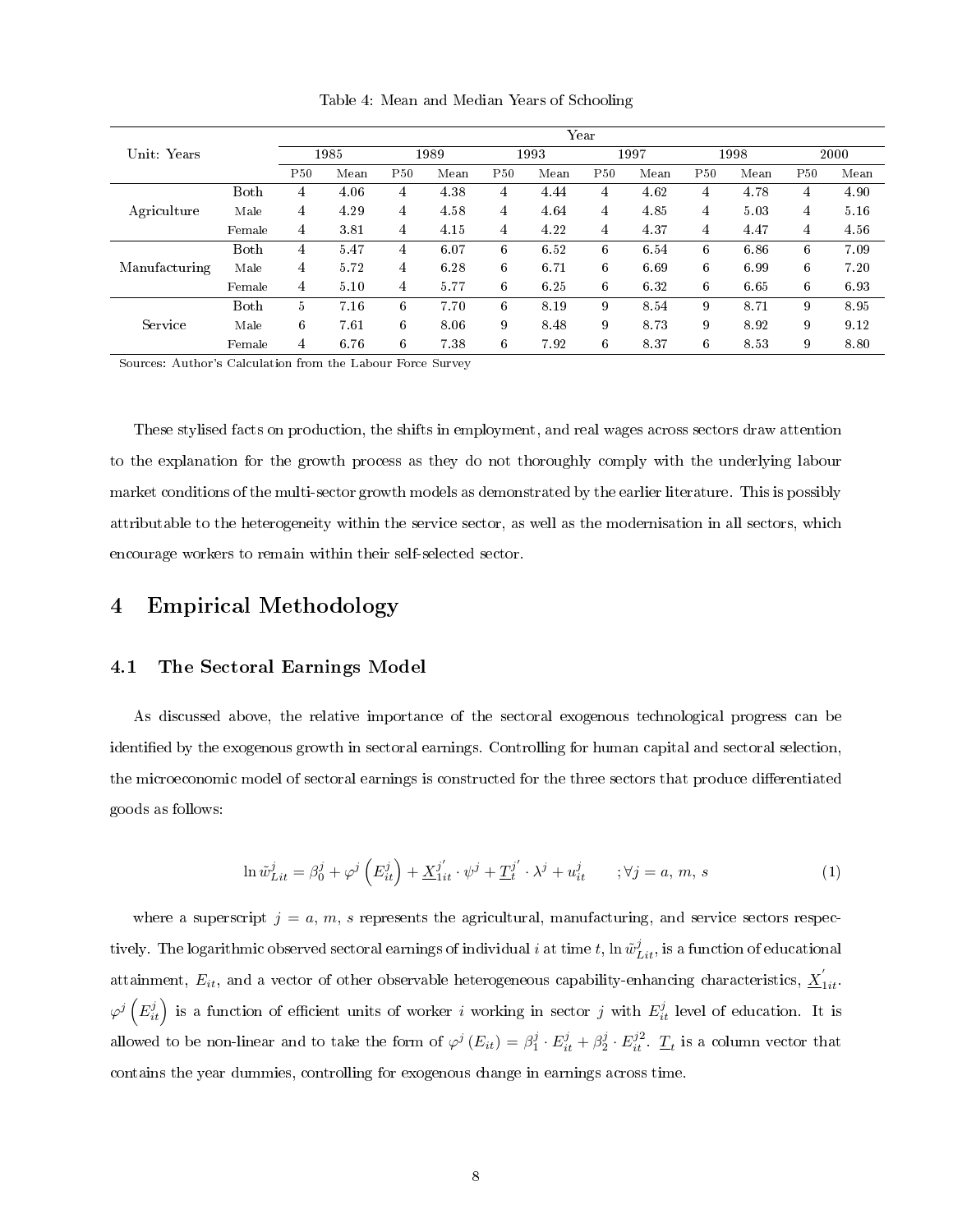Table 4: Mean and Median Years of Schooling

| Unit: Years | | 1985 | | 1989 | | 1993 | | 1997 | | 1998 | | 2000 | |
|---|---|---|---|---|---|---|---|---|---|---|---|---|---|
| | | P50 | Mean | P50 | Mean | P50 | Mean | P50 | Mean | P50 | Mean | P50 | Mean |
| Agriculture | Both | 4 | 4.06 | 4 | 4.38 | 4 | 4.44 | 4 | 4.62 | 4 | 4.78 | 4 | 4.90 |
| | Male | 4 | 4.29 | 4 | 4.58 | 4 | 4.64 | 4 | 4.85 | 4 | 5.03 | 4 | 5.16 |
| | Female | 4 | 3.81 | 4 | 4.15 | 4 | 4.22 | 4 | 4.37 | 4 | 4.47 | 4 | 4.56 |
| Manufacturing | Both | 4 | 5.47 | 4 | 6.07 | 6 | 6.52 | 6 | 6.54 | 6 | 6.86 | 6 | 7.09 |
| | Male | 4 | 5.72 | 4 | 6.28 | 6 | 6.71 | 6 | 6.69 | 6 | 6.99 | 6 | 7.20 |
| | Female | 4 | 5.10 | 4 | 5.77 | 6 | 6.25 | 6 | 6.32 | 6 | 6.65 | 6 | 6.93 |
| Service | Both | 5 | 7.16 | 6 | 7.70 | 6 | 8.19 | 9 | 8.54 | 9 | 8.71 | 9 | 8.95 |
| | Male | 6 | 7.61 | 6 | 8.06 | 9 | 8.48 | 9 | 8.73 | 9 | 8.92 | 9 | 9.12 |
| | Female | 4 | 6.76 | 6 | 7.38 | 6 | 7.92 | 6 | 8.37 | 6 | 8.53 | 9 | 8.80 |

Sources: Author's Calculation from the Labour Force Survey

These stylised facts on production, the shifts in employment, and real wages across sectors draw attention to the explanation for the growth process as they do not thoroughly comply with the underlying labour market conditions of the multi-sector growth models as demonstrated by the earlier literature. This is possibly attributable to the heterogeneity within the service sector, as well as the modernisation in all sectors, which encourage workers to remain within their self-selected sector.

# 4 Empirical Methodology

## 4.1 The Sectoral Earnings Model

As discussed above, the relative importance of the sectoral exogenous technological progress can be identified by the exogenous growth in sectoral earnings. Controlling for human capital and sectoral selection, the microeconomic model of sectoral earnings is constructed for the three sectors that produce differentiated goods as follows:

$$\ln \tilde{w}_{Lit}^{j} = \beta_0^j + \varphi^j\left(E_{it}^j\right) + \underline{X}_{1it}^{j'} \cdot \psi^j + \underline{T}_t^{j'} \cdot \lambda^j + u_{it}^j \qquad ;\forall j = a,\, m,\, s \tag{1}$$

where a superscript $j = a,\, m,\, s$ represents the agricultural, manufacturing, and service sectors respectively. The logarithmic observed sectoral earnings of individual $i$ at time $t$, $\ln \tilde{w}_{Lit}^{j}$, is a function of educational attainment, $E_{it}$, and a vector of other observable heterogeneous capability-enhancing characteristics, $\underline{X}_{1it}^{'}$. $\varphi^j\left(E_{it}^j\right)$ is a function of efficient units of worker $i$ working in sector $j$ with $E_{it}^j$ level of education. It is allowed to be non-linear and to take the form of $\varphi^j\left(E_{it}\right) = \beta_1^j \cdot E_{it}^j + \beta_2^j \cdot E_{it}^{j2}$. $\underline{T}_t$ is a column vector that contains the year dummies, controlling for exogenous change in earnings across time.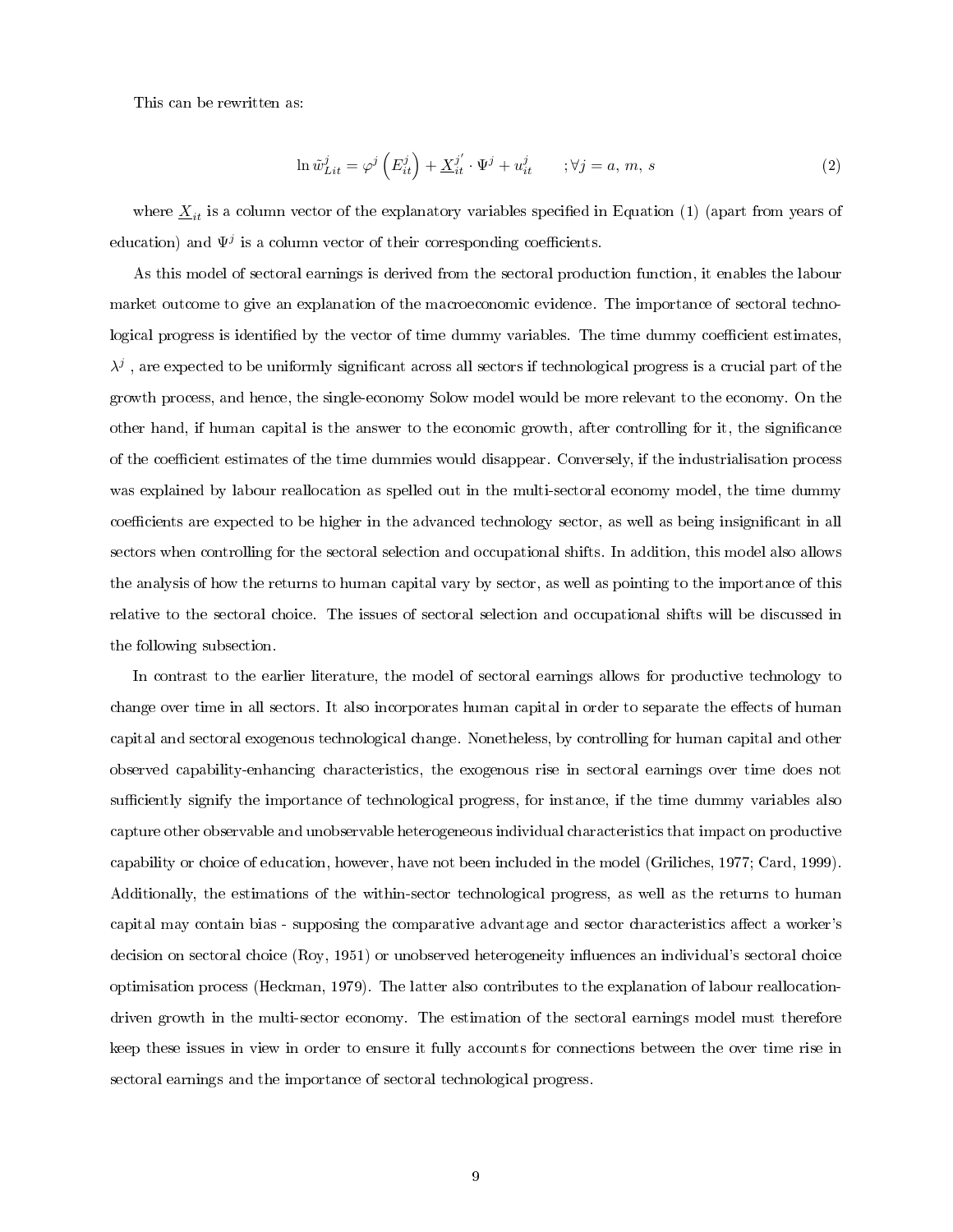This can be rewritten as:

$$\ln \tilde{w}^j_{Lit} = \varphi^j\left(E^j_{it}\right) + \underline{X}^{j'}_{it} \cdot \Psi^j + u^j_{it} \qquad ; \forall j = a,\, m,\, s \tag{2}$$

where $\underline{X}_{it}$ is a column vector of the explanatory variables specified in Equation (1) (apart from years of education) and $\Psi^j$ is a column vector of their corresponding coefficients.

As this model of sectoral earnings is derived from the sectoral production function, it enables the labour market outcome to give an explanation of the macroeconomic evidence. The importance of sectoral technological progress is identified by the vector of time dummy variables. The time dummy coefficient estimates, $\lambda^j$ , are expected to be uniformly significant across all sectors if technological progress is a crucial part of the growth process, and hence, the single-economy Solow model would be more relevant to the economy. On the other hand, if human capital is the answer to the economic growth, after controlling for it, the significance of the coefficient estimates of the time dummies would disappear. Conversely, if the industrialisation process was explained by labour reallocation as spelled out in the multi-sectoral economy model, the time dummy coefficients are expected to be higher in the advanced technology sector, as well as being insignificant in all sectors when controlling for the sectoral selection and occupational shifts. In addition, this model also allows the analysis of how the returns to human capital vary by sector, as well as pointing to the importance of this relative to the sectoral choice. The issues of sectoral selection and occupational shifts will be discussed in the following subsection.

In contrast to the earlier literature, the model of sectoral earnings allows for productive technology to change over time in all sectors. It also incorporates human capital in order to separate the effects of human capital and sectoral exogenous technological change. Nonetheless, by controlling for human capital and other observed capability-enhancing characteristics, the exogenous rise in sectoral earnings over time does not sufficiently signify the importance of technological progress, for instance, if the time dummy variables also capture other observable and unobservable heterogeneous individual characteristics that impact on productive capability or choice of education, however, have not been included in the model (Griliches, 1977; Card, 1999). Additionally, the estimations of the within-sector technological progress, as well as the returns to human capital may contain bias - supposing the comparative advantage and sector characteristics affect a worker's decision on sectoral choice (Roy, 1951) or unobserved heterogeneity influences an individual's sectoral choice optimisation process (Heckman, 1979). The latter also contributes to the explanation of labour reallocation-driven growth in the multi-sector economy. The estimation of the sectoral earnings model must therefore keep these issues in view in order to ensure it fully accounts for connections between the over time rise in sectoral earnings and the importance of sectoral technological progress.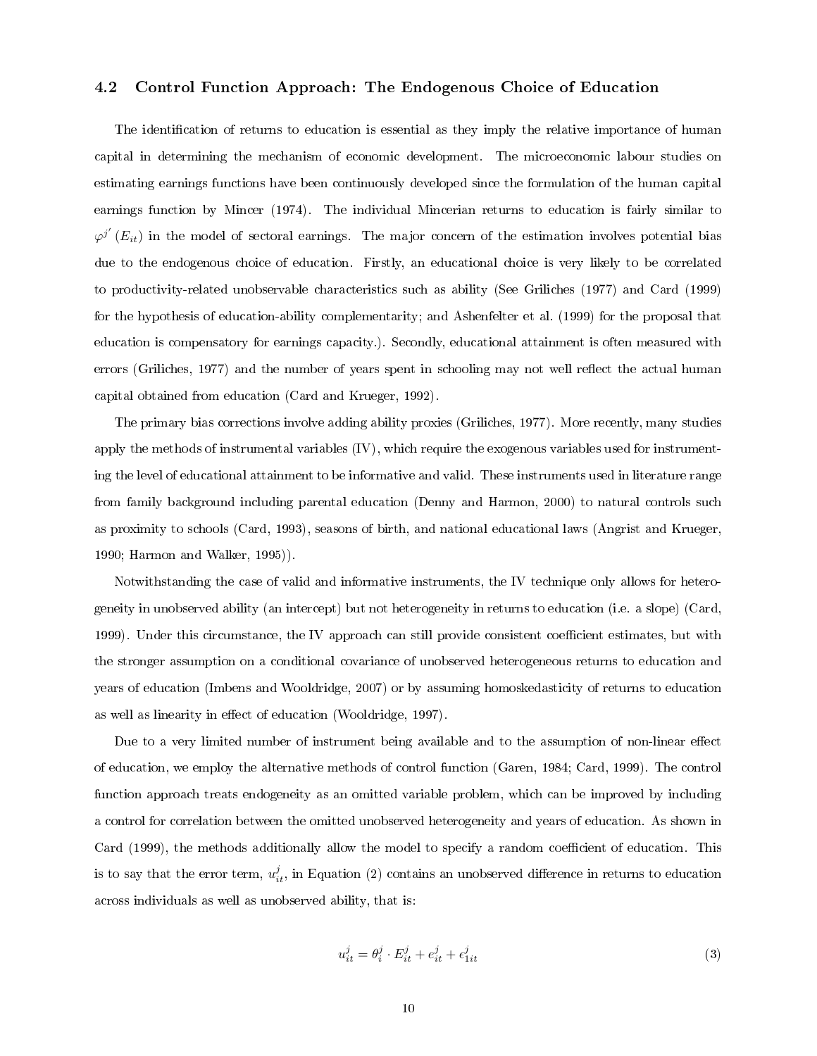### 4.2 Control Function Approach: The Endogenous Choice of Education

The identification of returns to education is essential as they imply the relative importance of human capital in determining the mechanism of economic development. The microeconomic labour studies on estimating earnings functions have been continuously developed since the formulation of the human capital earnings function by Mincer (1974). The individual Mincerian returns to education is fairly similar to $\varphi^{j'}(E_{it})$ in the model of sectoral earnings. The major concern of the estimation involves potential bias due to the endogenous choice of education. Firstly, an educational choice is very likely to be correlated to productivity-related unobservable characteristics such as ability (See Griliches (1977) and Card (1999) for the hypothesis of education-ability complementarity; and Ashenfelter et al. (1999) for the proposal that education is compensatory for earnings capacity.). Secondly, educational attainment is often measured with errors (Griliches, 1977) and the number of years spent in schooling may not well reflect the actual human capital obtained from education (Card and Krueger, 1992).

The primary bias corrections involve adding ability proxies (Griliches, 1977). More recently, many studies apply the methods of instrumental variables (IV), which require the exogenous variables used for instrumenting the level of educational attainment to be informative and valid. These instruments used in literature range from family background including parental education (Denny and Harmon, 2000) to natural controls such as proximity to schools (Card, 1993), seasons of birth, and national educational laws (Angrist and Krueger, 1990; Harmon and Walker, 1995)).

Notwithstanding the case of valid and informative instruments, the IV technique only allows for heterogeneity in unobserved ability (an intercept) but not heterogeneity in returns to education (i.e. a slope) (Card, 1999). Under this circumstance, the IV approach can still provide consistent coefficient estimates, but with the stronger assumption on a conditional covariance of unobserved heterogeneous returns to education and years of education (Imbens and Wooldridge, 2007) or by assuming homoskedasticity of returns to education as well as linearity in effect of education (Wooldridge, 1997).

Due to a very limited number of instrument being available and to the assumption of non-linear effect of education, we employ the alternative methods of control function (Garen, 1984; Card, 1999). The control function approach treats endogeneity as an omitted variable problem, which can be improved by including a control for correlation between the omitted unobserved heterogeneity and years of education. As shown in Card (1999), the methods additionally allow the model to specify a random coefficient of education. This is to say that the error term, $u_{it}^{j}$, in Equation (2) contains an unobserved difference in returns to education across individuals as well as unobserved ability, that is:

$$u_{it}^{j} = \theta_{i}^{j} \cdot E_{it}^{j} + e_{it}^{j} + e_{1it}^{j} \tag{3}$$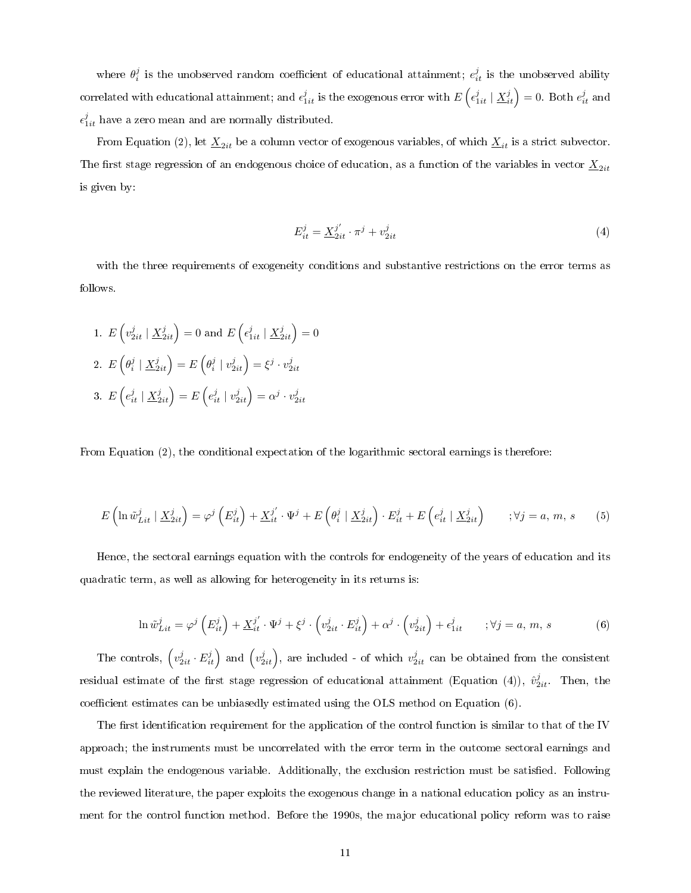where $\theta_i^j$ is the unobserved random coefficient of educational attainment; $e_{it}^j$ is the unobserved ability correlated with educational attainment; and $\epsilon_{1it}^j$ is the exogenous error with $E\left(\epsilon_{1it}^j \mid \underline{X}_{it}^j\right) = 0$. Both $e_{it}^j$ and $\epsilon_{1it}^j$ have a zero mean and are normally distributed.

From Equation (2), let $\underline{X}_{2it}$ be a column vector of exogenous variables, of which $\underline{X}_{it}$ is a strict subvector. The first stage regression of an endogenous choice of education, as a function of the variables in vector $\underline{X}_{2it}$ is given by:

$$E_{it}^j = \underline{X}_{2it}^{j'} \cdot \pi^j + v_{2it}^j \tag{4}$$

with the three requirements of exogeneity conditions and substantive restrictions on the error terms as follows.

1. $E\left(v_{2it}^j \mid \underline{X}_{2it}^j\right) = 0$ and $E\left(\epsilon_{1it}^j \mid \underline{X}_{2it}^j\right) = 0$
2. $E\left(\theta_i^j \mid \underline{X}_{2it}^j\right) = E\left(\theta_i^j \mid v_{2it}^j\right) = \xi^j \cdot v_{2it}^j$
3. $E\left(e_{it}^j \mid \underline{X}_{2it}^j\right) = E\left(e_{it}^j \mid v_{2it}^j\right) = \alpha^j \cdot v_{2it}^j$

From Equation (2), the conditional expectation of the logarithmic sectoral earnings is therefore:

$$E\left(\ln \tilde{w}_{Lit}^j \mid \underline{X}_{2it}^j\right) = \varphi^j\left(E_{it}^j\right) + \underline{X}_{it}^{j'} \cdot \Psi^j + E\left(\theta_i^j \mid \underline{X}_{2it}^j\right) \cdot E_{it}^j + E\left(e_{it}^j \mid \underline{X}_{2it}^j\right) \qquad ; \forall j = a, m, s \tag{5}$$

Hence, the sectoral earnings equation with the controls for endogeneity of the years of education and its quadratic term, as well as allowing for heterogeneity in its returns is:

$$\ln \tilde{w}_{Lit}^j = \varphi^j\left(E_{it}^j\right) + \underline{X}_{it}^{j'} \cdot \Psi^j + \xi^j \cdot \left(v_{2it}^j \cdot E_{it}^j\right) + \alpha^j \cdot \left(v_{2it}^j\right) + \epsilon_{1it}^j \qquad ; \forall j = a, m, s \tag{6}$$

The controls, $\left(v_{2it}^j \cdot E_{it}^j\right)$ and $\left(v_{2it}^j\right)$, are included - of which $v_{2it}^j$ can be obtained from the consistent residual estimate of the first stage regression of educational attainment (Equation (4)), $\hat{v}_{2it}^j$. Then, the coefficient estimates can be unbiasedly estimated using the OLS method on Equation (6).

The first identification requirement for the application of the control function is similar to that of the IV approach; the instruments must be uncorrelated with the error term in the outcome sectoral earnings and must explain the endogenous variable. Additionally, the exclusion restriction must be satisfied. Following the reviewed literature, the paper exploits the exogenous change in a national education policy as an instrument for the control function method. Before the 1990s, the major educational policy reform was to raise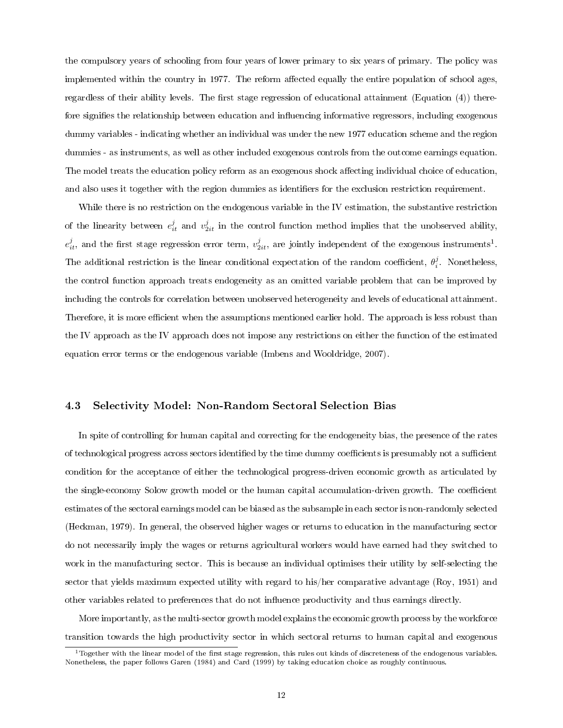the compulsory years of schooling from four years of lower primary to six years of primary. The policy was implemented within the country in 1977. The reform affected equally the entire population of school ages, regardless of their ability levels. The first stage regression of educational attainment (Equation (4)) therefore signifies the relationship between education and influencing informative regressors, including exogenous dummy variables - indicating whether an individual was under the new 1977 education scheme and the region dummies - as instruments, as well as other included exogenous controls from the outcome earnings equation. The model treats the education policy reform as an exogenous shock affecting individual choice of education, and also uses it together with the region dummies as identifiers for the exclusion restriction requirement.

While there is no restriction on the endogenous variable in the IV estimation, the substantive restriction of the linearity between $e^j_{it}$ and $v^j_{2it}$ in the control function method implies that the unobserved ability, $e^j_{it}$, and the first stage regression error term, $v^j_{2it}$, are jointly independent of the exogenous instruments[1]. The additional restriction is the linear conditional expectation of the random coefficient, $\theta^j_i$. Nonetheless, the control function approach treats endogeneity as an omitted variable problem that can be improved by including the controls for correlation between unobserved heterogeneity and levels of educational attainment. Therefore, it is more efficient when the assumptions mentioned earlier hold. The approach is less robust than the IV approach as the IV approach does not impose any restrictions on either the function of the estimated equation error terms or the endogenous variable (Imbens and Wooldridge, 2007).

### 4.3 Selectivity Model: Non-Random Sectoral Selection Bias

In spite of controlling for human capital and correcting for the endogeneity bias, the presence of the rates of technological progress across sectors identified by the time dummy coefficients is presumably not a sufficient condition for the acceptance of either the technological progress-driven economic growth as articulated by the single-economy Solow growth model or the human capital accumulation-driven growth. The coefficient estimates of the sectoral earnings model can be biased as the subsample in each sector is non-randomly selected (Heckman, 1979). In general, the observed higher wages or returns to education in the manufacturing sector do not necessarily imply the wages or returns agricultural workers would have earned had they switched to work in the manufacturing sector. This is because an individual optimises their utility by self-selecting the sector that yields maximum expected utility with regard to his/her comparative advantage (Roy, 1951) and other variables related to preferences that do not influence productivity and thus earnings directly.

More importantly, as the multi-sector growth model explains the economic growth process by the workforce transition towards the high productivity sector in which sectoral returns to human capital and exogenous

[1] Together with the linear model of the first stage regression, this rules out kinds of discreteness of the endogenous variables. Nonetheless, the paper follows Garen (1984) and Card (1999) by taking education choice as roughly continuous.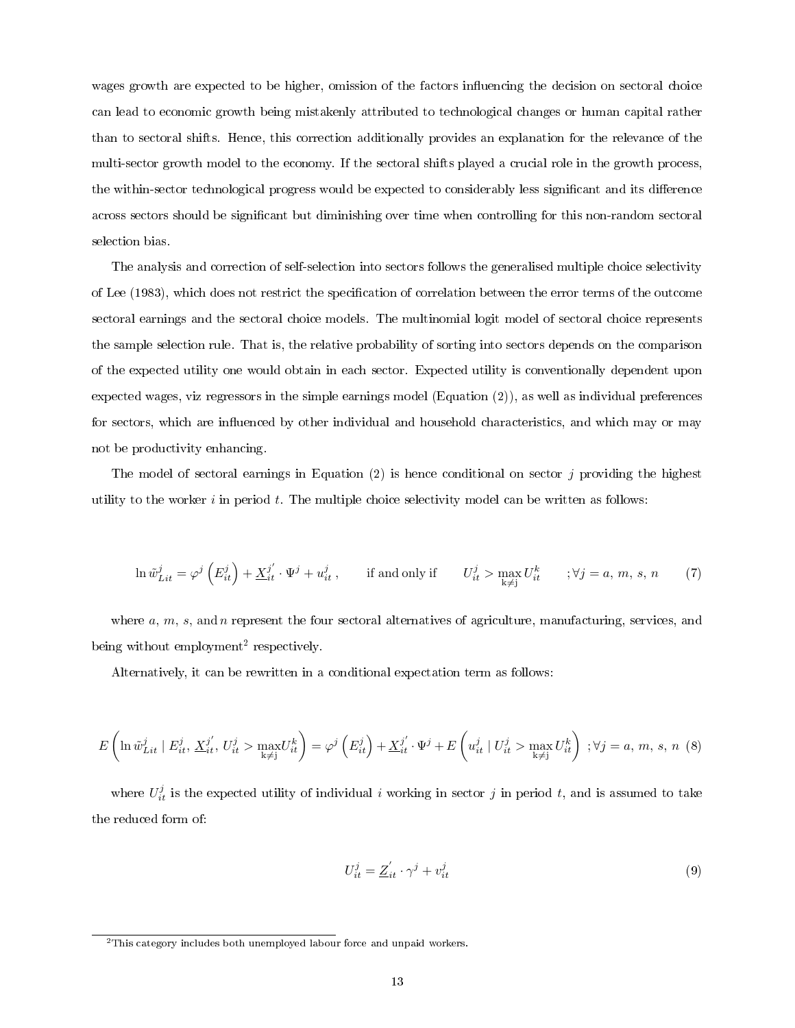wages growth are expected to be higher, omission of the factors influencing the decision on sectoral choice can lead to economic growth being mistakenly attributed to technological changes or human capital rather than to sectoral shifts. Hence, this correction additionally provides an explanation for the relevance of the multi-sector growth model to the economy. If the sectoral shifts played a crucial role in the growth process, the within-sector technological progress would be expected to considerably less significant and its difference across sectors should be significant but diminishing over time when controlling for this non-random sectoral selection bias.

The analysis and correction of self-selection into sectors follows the generalised multiple choice selectivity of Lee (1983), which does not restrict the specification of correlation between the error terms of the outcome sectoral earnings and the sectoral choice models. The multinomial logit model of sectoral choice represents the sample selection rule. That is, the relative probability of sorting into sectors depends on the comparison of the expected utility one would obtain in each sector. Expected utility is conventionally dependent upon expected wages, viz regressors in the simple earnings model (Equation (2)), as well as individual preferences for sectors, which are influenced by other individual and household characteristics, and which may or may not be productivity enhancing.

The model of sectoral earnings in Equation (2) is hence conditional on sector $j$ providing the highest utility to the worker $i$ in period $t$. The multiple choice selectivity model can be written as follows:

$$\ln \tilde{w}^{j}_{Lit} = \varphi^{j}\left(E^{j}_{it}\right) + \underline{X}^{j'}_{it} \cdot \Psi^{j} + u^{j}_{it}\,, \qquad \text{if and only if} \qquad U^{j}_{it} > \max_{\mathrm{k} \neq \mathrm{j}} U^{k}_{it} \qquad ; \forall j = a,\, m,\, s,\, n \tag{7}$$

where $a$, $m$, $s$, and $n$ represent the four sectoral alternatives of agriculture, manufacturing, services, and being without employment[2] respectively.

Alternatively, it can be rewritten in a conditional expectation term as follows:

$$E\left(\ln \tilde{w}^{j}_{Lit} \mid E^{j}_{it},\, \underline{X}^{j'}_{it},\, U^{j}_{it} > \max_{\mathrm{k} \neq \mathrm{j}} U^{k}_{it}\right) = \varphi^{j}\left(E^{j}_{it}\right) + \underline{X}^{j'}_{it} \cdot \Psi^{j} + E\left(u^{j}_{it} \mid U^{j}_{it} > \max_{\mathrm{k} \neq \mathrm{j}} U^{k}_{it}\right) \; ; \forall j = a,\, m,\, s,\, n \tag{8}$$

where $U^{j}_{it}$ is the expected utility of individual $i$ working in sector $j$ in period $t$, and is assumed to take the reduced form of:

$$U^{j}_{it} = \underline{Z}^{'}_{it} \cdot \gamma^{j} + v^{j}_{it} \tag{9}$$

[2] This category includes both unemployed labour force and unpaid workers.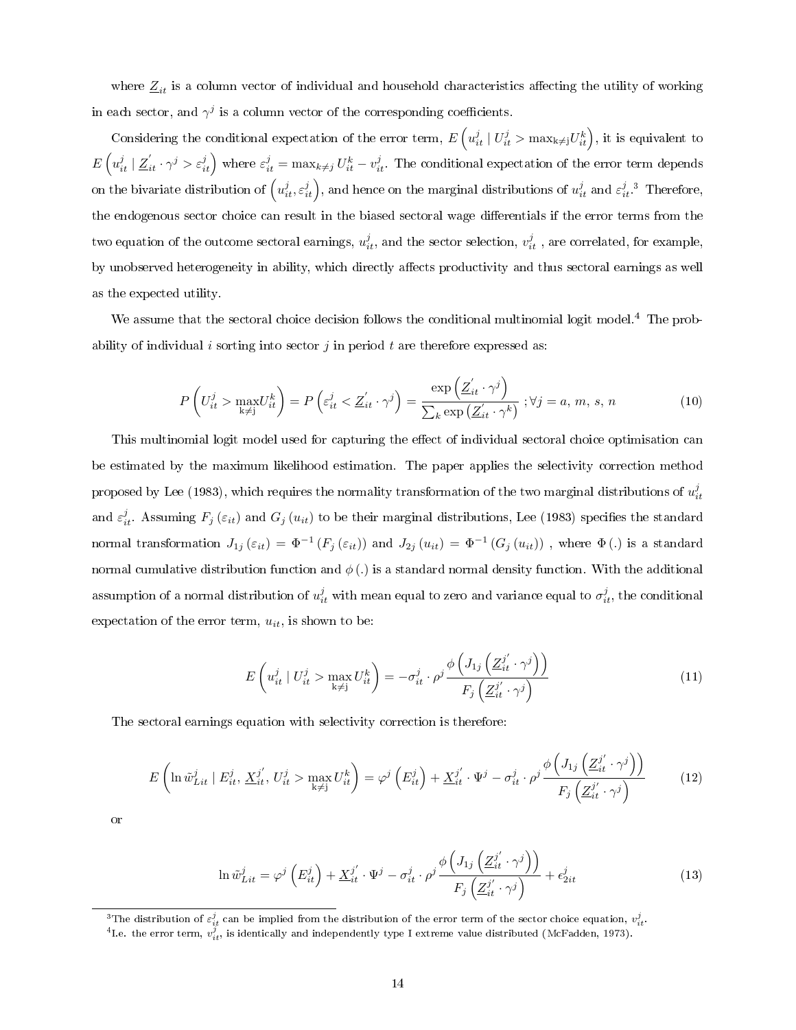where $\underline{Z}_{it}$ is a column vector of individual and household characteristics affecting the utility of working in each sector, and $\gamma^j$ is a column vector of the corresponding coefficients.

Considering the conditional expectation of the error term, $E\left(u_{it}^j \mid U_{it}^j > \max_{k \neq j} U_{it}^k\right)$, it is equivalent to $E\left(u_{it}^j \mid \underline{Z}_{it}^{'} \cdot \gamma^j > \varepsilon_{it}^j\right)$ where $\varepsilon_{it}^j = \max_{k \neq j} U_{it}^k - v_{it}^j$. The conditional expectation of the error term depends on the bivariate distribution of $\left(u_{it}^j, \varepsilon_{it}^j\right)$, and hence on the marginal distributions of $u_{it}^j$ and $\varepsilon_{it}^j$.[3] Therefore, the endogenous sector choice can result in the biased sectoral wage differentials if the error terms from the two equation of the outcome sectoral earnings, $u_{it}^j$, and the sector selection, $v_{it}^j$ , are correlated, for example, by unobserved heterogeneity in ability, which directly affects productivity and thus sectoral earnings as well as the expected utility.

We assume that the sectoral choice decision follows the conditional multinomial logit model.[4] The probability of individual $i$ sorting into sector $j$ in period $t$ are therefore expressed as:

$$P\left(U_{it}^j > \max_{k \neq j} U_{it}^k\right) = P\left(\varepsilon_{it}^j < \underline{Z}_{it}^{'} \cdot \gamma^j\right) = \frac{\exp\left(\underline{Z}_{it}^{'} \cdot \gamma^j\right)}{\sum_k \exp\left(\underline{Z}_{it}^{'} \cdot \gamma^k\right)} \; ; \forall j = a,\, m,\, s,\, n \tag{10}$$

This multinomial logit model used for capturing the effect of individual sectoral choice optimisation can be estimated by the maximum likelihood estimation. The paper applies the selectivity correction method proposed by Lee (1983), which requires the normality transformation of the two marginal distributions of $u_{it}^j$ and $\varepsilon_{it}^j$. Assuming $F_j\left(\varepsilon_{it}\right)$ and $G_j\left(u_{it}\right)$ to be their marginal distributions, Lee (1983) specifies the standard normal transformation $J_{1j}\left(\varepsilon_{it}\right) = \Phi^{-1}\left(F_j\left(\varepsilon_{it}\right)\right)$ and $J_{2j}\left(u_{it}\right) = \Phi^{-1}\left(G_j\left(u_{it}\right)\right)$ , where $\Phi\left(.\right)$ is a standard normal cumulative distribution function and $\phi\left(.\right)$ is a standard normal density function. With the additional assumption of a normal distribution of $u_{it}^j$ with mean equal to zero and variance equal to $\sigma_{it}^j$, the conditional expectation of the error term, $u_{it}$, is shown to be:

$$E\left(u_{it}^j \mid U_{it}^j > \max_{k \neq j} U_{it}^k\right) = -\sigma_{it}^j \cdot \rho^j \frac{\phi\left(J_{1j}\left(\underline{Z}_{it}^{j'} \cdot \gamma^j\right)\right)}{F_j\left(\underline{Z}_{it}^{j'} \cdot \gamma^j\right)} \tag{11}$$

The sectoral earnings equation with selectivity correction is therefore:

$$E\left(\ln \tilde{w}_{Lit}^j \mid E_{it}^j,\, \underline{X}_{it}^{j'},\, U_{it}^j > \max_{k \neq j} U_{it}^k\right) = \varphi^j\left(E_{it}^j\right) + \underline{X}_{it}^{j'} \cdot \Psi^j - \sigma_{it}^j \cdot \rho^j \frac{\phi\left(J_{1j}\left(\underline{Z}_{it}^{j'} \cdot \gamma^j\right)\right)}{F_j\left(\underline{Z}_{it}^{j'} \cdot \gamma^j\right)} \tag{12}$$

or

$$\ln \tilde{w}_{Lit}^j = \varphi^j\left(E_{it}^j\right) + \underline{X}_{it}^{j'} \cdot \Psi^j - \sigma_{it}^j \cdot \rho^j \frac{\phi\left(J_{1j}\left(\underline{Z}_{it}^{j'} \cdot \gamma^j\right)\right)}{F_j\left(\underline{Z}_{it}^{j'} \cdot \gamma^j\right)} + \epsilon_{2it}^j \tag{13}$$

[3] The distribution of $\varepsilon_{it}^j$ can be implied from the distribution of the error term of the sector choice equation, $v_{it}^j$.

[4] I.e. the error term, $v_{it}^j$, is identically and independently type I extreme value distributed (McFadden, 1973).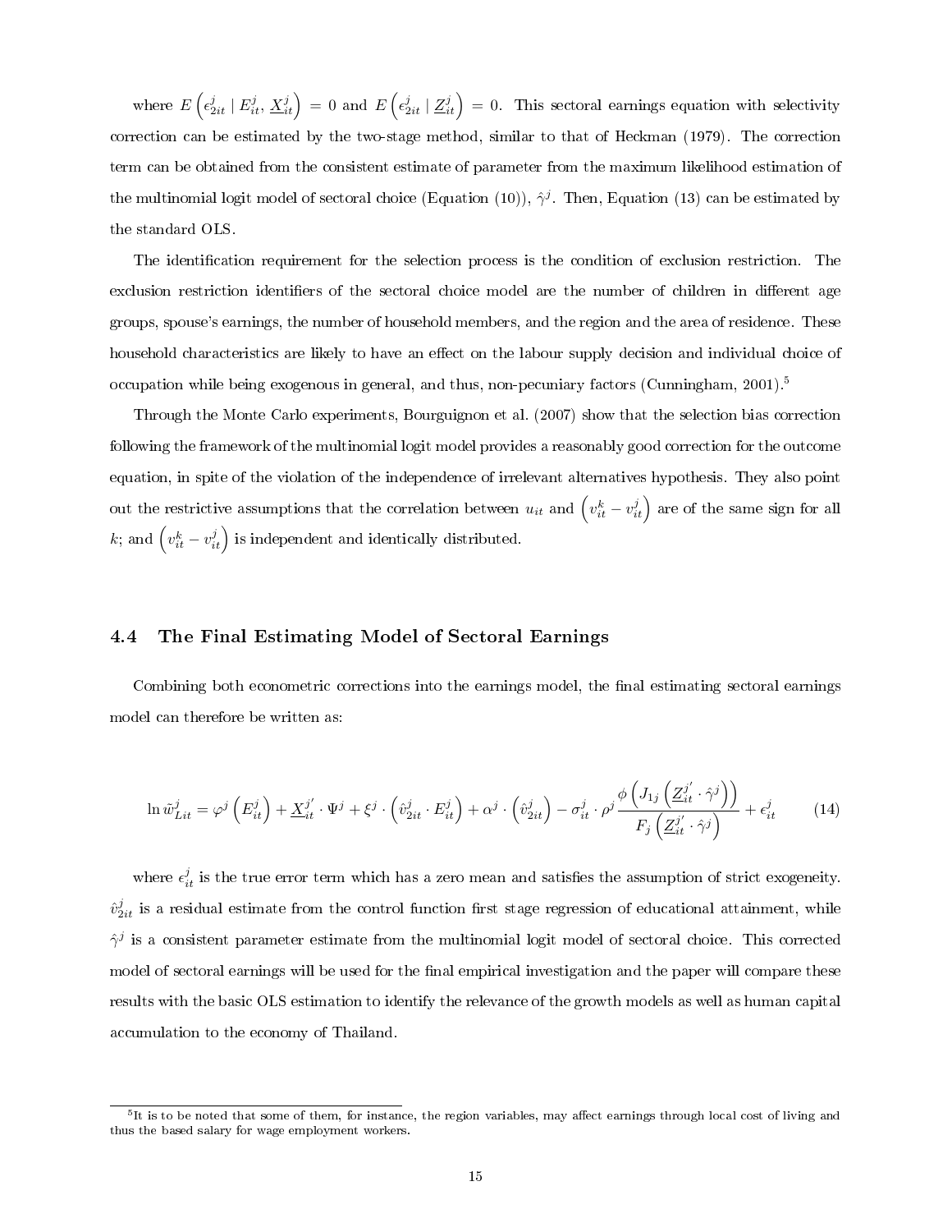where $E\left(\epsilon^j_{2it} \mid E^j_{it}, \underline{X}^j_{it}\right) = 0$ and $E\left(\epsilon^j_{2it} \mid \underline{Z}^j_{it}\right) = 0$. This sectoral earnings equation with selectivity correction can be estimated by the two-stage method, similar to that of Heckman (1979). The correction term can be obtained from the consistent estimate of parameter from the maximum likelihood estimation of the multinomial logit model of sectoral choice (Equation (10)), $\hat{\gamma}^j$. Then, Equation (13) can be estimated by the standard OLS.

The identification requirement for the selection process is the condition of exclusion restriction. The exclusion restriction identifiers of the sectoral choice model are the number of children in different age groups, spouse's earnings, the number of household members, and the region and the area of residence. These household characteristics are likely to have an effect on the labour supply decision and individual choice of occupation while being exogenous in general, and thus, non-pecuniary factors (Cunningham, 2001).[5]

Through the Monte Carlo experiments, Bourguignon et al. (2007) show that the selection bias correction following the framework of the multinomial logit model provides a reasonably good correction for the outcome equation, in spite of the violation of the independence of irrelevant alternatives hypothesis. They also point out the restrictive assumptions that the correlation between $u_{it}$ and $\left(v^k_{it} - v^j_{it}\right)$ are of the same sign for all $k$; and $\left(v^k_{it} - v^j_{it}\right)$ is independent and identically distributed.

### 4.4 The Final Estimating Model of Sectoral Earnings

Combining both econometric corrections into the earnings model, the final estimating sectoral earnings model can therefore be written as:

$$\ln \tilde{w}^j_{Lit} = \varphi^j\left(E^j_{it}\right) + \underline{X}^{j'}_{it} \cdot \Psi^j + \xi^j \cdot \left(\hat{v}^j_{2it} \cdot E^j_{it}\right) + \alpha^j \cdot \left(\hat{v}^j_{2it}\right) - \sigma^j_{it} \cdot \rho^j \frac{\phi\left(J_{1j}\left(\underline{Z}^{j'}_{it} \cdot \hat{\gamma}^j\right)\right)}{F_j\left(\underline{Z}^{j'}_{it} \cdot \hat{\gamma}^j\right)} + \epsilon^j_{it} \tag{14}$$

where $\epsilon^j_{it}$ is the true error term which has a zero mean and satisfies the assumption of strict exogeneity. $\hat{v}^j_{2it}$ is a residual estimate from the control function first stage regression of educational attainment, while $\hat{\gamma}^j$ is a consistent parameter estimate from the multinomial logit model of sectoral choice. This corrected model of sectoral earnings will be used for the final empirical investigation and the paper will compare these results with the basic OLS estimation to identify the relevance of the growth models as well as human capital accumulation to the economy of Thailand.

[5] It is to be noted that some of them, for instance, the region variables, may affect earnings through local cost of living and thus the based salary for wage employment workers.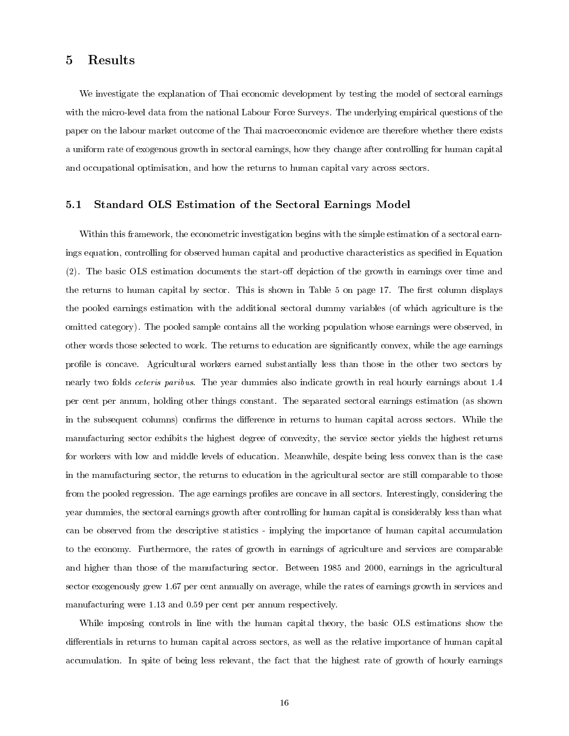# 5 Results

We investigate the explanation of Thai economic development by testing the model of sectoral earnings with the micro-level data from the national Labour Force Surveys. The underlying empirical questions of the paper on the labour market outcome of the Thai macroeconomic evidence are therefore whether there exists a uniform rate of exogenous growth in sectoral earnings, how they change after controlling for human capital and occupational optimisation, and how the returns to human capital vary across sectors.

## 5.1 Standard OLS Estimation of the Sectoral Earnings Model

Within this framework, the econometric investigation begins with the simple estimation of a sectoral earnings equation, controlling for observed human capital and productive characteristics as specified in Equation (2). The basic OLS estimation documents the start-off depiction of the growth in earnings over time and the returns to human capital by sector. This is shown in Table 5 on page 17. The first column displays the pooled earnings estimation with the additional sectoral dummy variables (of which agriculture is the omitted category). The pooled sample contains all the working population whose earnings were observed, in other words those selected to work. The returns to education are significantly convex, while the age earnings profile is concave. Agricultural workers earned substantially less than those in the other two sectors by nearly two folds *ceteris paribus*. The year dummies also indicate growth in real hourly earnings about 1.4 per cent per annum, holding other things constant. The separated sectoral earnings estimation (as shown in the subsequent columns) confirms the difference in returns to human capital across sectors. While the manufacturing sector exhibits the highest degree of convexity, the service sector yields the highest returns for workers with low and middle levels of education. Meanwhile, despite being less convex than is the case in the manufacturing sector, the returns to education in the agricultural sector are still comparable to those from the pooled regression. The age earnings profiles are concave in all sectors. Interestingly, considering the year dummies, the sectoral earnings growth after controlling for human capital is considerably less than what can be observed from the descriptive statistics - implying the importance of human capital accumulation to the economy. Furthermore, the rates of growth in earnings of agriculture and services are comparable and higher than those of the manufacturing sector. Between 1985 and 2000, earnings in the agricultural sector exogenously grew 1.67 per cent annually on average, while the rates of earnings growth in services and manufacturing were 1.13 and 0.59 per cent per annum respectively.

While imposing controls in line with the human capital theory, the basic OLS estimations show the differentials in returns to human capital across sectors, as well as the relative importance of human capital accumulation. In spite of being less relevant, the fact that the highest rate of growth of hourly earnings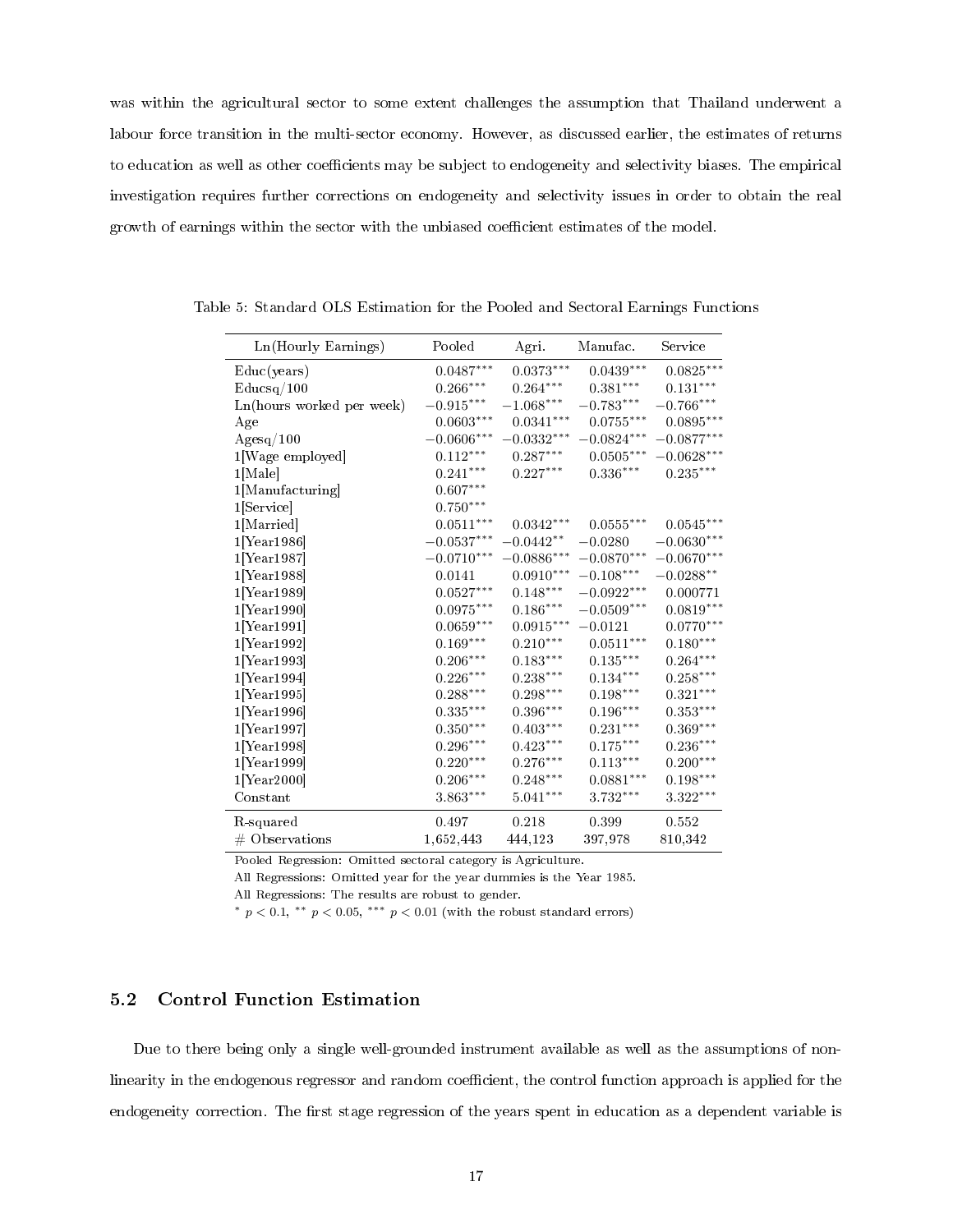was within the agricultural sector to some extent challenges the assumption that Thailand underwent a labour force transition in the multi-sector economy. However, as discussed earlier, the estimates of returns to education as well as other coefficients may be subject to endogeneity and selectivity biases. The empirical investigation requires further corrections on endogeneity and selectivity issues in order to obtain the real growth of earnings within the sector with the unbiased coefficient estimates of the model.

Table 5: Standard OLS Estimation for the Pooled and Sectoral Earnings Functions

| Ln(Hourly Earnings) | Pooled | Agri. | Manufac. | Service |
|---|---|---|---|---|
| Educ(years) | $0.0487^{***}$ | $0.0373^{***}$ | $0.0439^{***}$ | $0.0825^{***}$ |
| Educsq/100 | $0.266^{***}$ | $0.264^{***}$ | $0.381^{***}$ | $0.131^{***}$ |
| Ln(hours worked per week) | $-0.915^{***}$ | $-1.068^{***}$ | $-0.783^{***}$ | $-0.766^{***}$ |
| Age | $0.0603^{***}$ | $0.0341^{***}$ | $0.0755^{***}$ | $0.0895^{***}$ |
| Agesq/100 | $-0.0606^{***}$ | $-0.0332^{***}$ | $-0.0824^{***}$ | $-0.0877^{***}$ |
| 1[Wage employed] | $0.112^{***}$ | $0.287^{***}$ | $0.0505^{***}$ | $-0.0628^{***}$ |
| 1[Male] | $0.241^{***}$ | $0.227^{***}$ | $0.336^{***}$ | $0.235^{***}$ |
| 1[Manufacturing] | $0.607^{***}$ | | | |
| 1[Service] | $0.750^{***}$ | | | |
| 1[Married] | $0.0511^{***}$ | $0.0342^{***}$ | $0.0555^{***}$ | $0.0545^{***}$ |
| 1[Year1986] | $-0.0537^{***}$ | $-0.0442^{**}$ | $-0.0280$ | $-0.0630^{***}$ |
| 1[Year1987] | $-0.0710^{***}$ | $-0.0886^{***}$ | $-0.0870^{***}$ | $-0.0670^{***}$ |
| 1[Year1988] | $0.0141$ | $0.0910^{***}$ | $-0.108^{***}$ | $-0.0288^{**}$ |
| 1[Year1989] | $0.0527^{***}$ | $0.148^{***}$ | $-0.0922^{***}$ | $0.000771$ |
| 1[Year1990] | $0.0975^{***}$ | $0.186^{***}$ | $-0.0509^{***}$ | $0.0819^{***}$ |
| 1[Year1991] | $0.0659^{***}$ | $0.0915^{***}$ | $-0.0121$ | $0.0770^{***}$ |
| 1[Year1992] | $0.169^{***}$ | $0.210^{***}$ | $0.0511^{***}$ | $0.180^{***}$ |
| 1[Year1993] | $0.206^{***}$ | $0.183^{***}$ | $0.135^{***}$ | $0.264^{***}$ |
| 1[Year1994] | $0.226^{***}$ | $0.238^{***}$ | $0.134^{***}$ | $0.258^{***}$ |
| 1[Year1995] | $0.288^{***}$ | $0.298^{***}$ | $0.198^{***}$ | $0.321^{***}$ |
| 1[Year1996] | $0.335^{***}$ | $0.396^{***}$ | $0.196^{***}$ | $0.353^{***}$ |
| 1[Year1997] | $0.350^{***}$ | $0.403^{***}$ | $0.231^{***}$ | $0.369^{***}$ |
| 1[Year1998] | $0.296^{***}$ | $0.423^{***}$ | $0.175^{***}$ | $0.236^{***}$ |
| 1[Year1999] | $0.220^{***}$ | $0.276^{***}$ | $0.113^{***}$ | $0.200^{***}$ |
| 1[Year2000] | $0.206^{***}$ | $0.248^{***}$ | $0.0881^{***}$ | $0.198^{***}$ |
| Constant | $3.863^{***}$ | $5.041^{***}$ | $3.732^{***}$ | $3.322^{***}$ |
| R-squared | 0.497 | 0.218 | 0.399 | 0.552 |
| # Observations | 1,652,443 | 444,123 | 397,978 | 810,342 |

Pooled Regression: Omitted sectoral category is Agriculture.
All Regressions: Omitted year for the year dummies is the Year 1985.
All Regressions: The results are robust to gender.
$^{*}$ $p < 0.1$, $^{**}$ $p < 0.05$, $^{***}$ $p < 0.01$ (with the robust standard errors)

### 5.2 Control Function Estimation

Due to there being only a single well-grounded instrument available as well as the assumptions of non-linearity in the endogenous regressor and random coefficient, the control function approach is applied for the endogeneity correction. The first stage regression of the years spent in education as a dependent variable is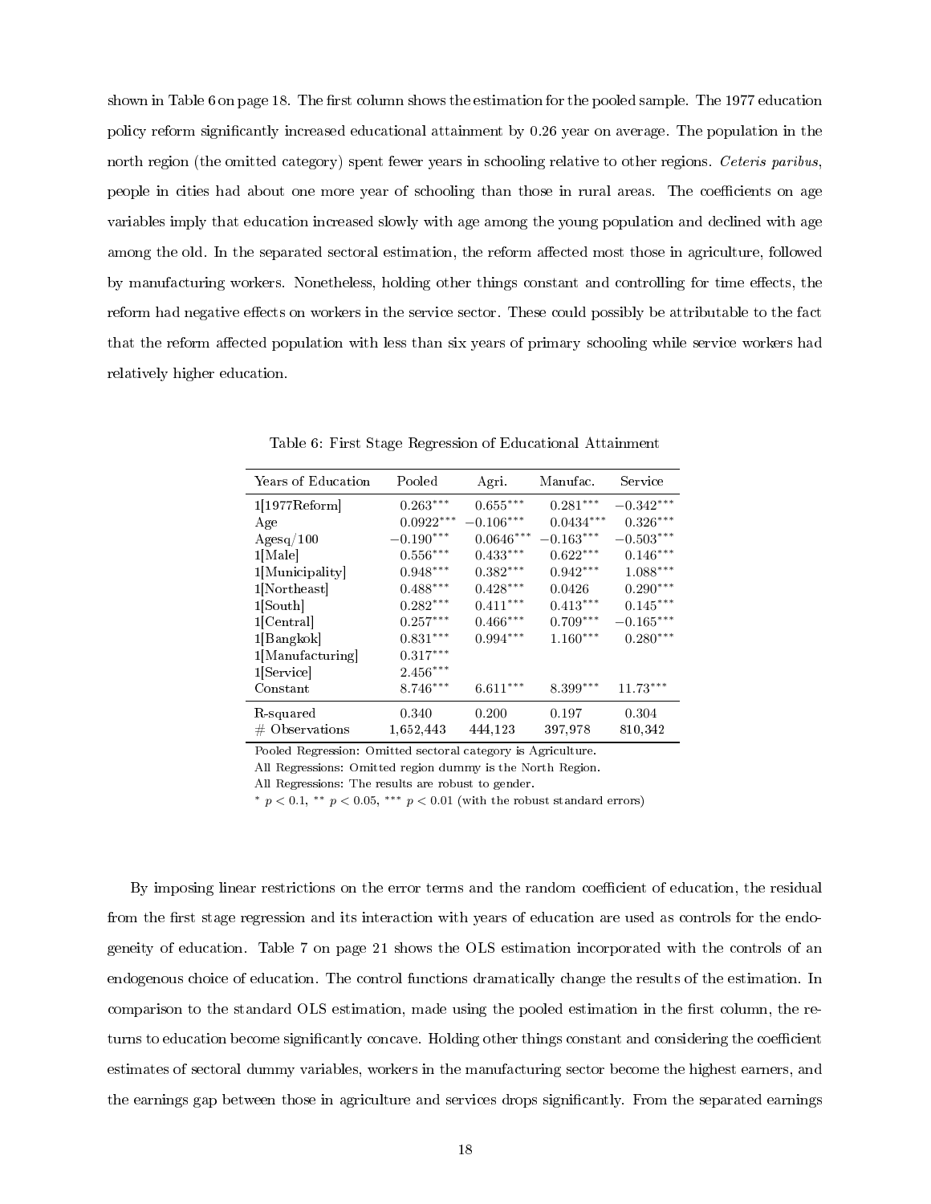shown in Table 6 on page 18. The first column shows the estimation for the pooled sample. The 1977 education policy reform significantly increased educational attainment by 0.26 year on average. The population in the north region (the omitted category) spent fewer years in schooling relative to other regions. *Ceteris paribus*, people in cities had about one more year of schooling than those in rural areas. The coefficients on age variables imply that education increased slowly with age among the young population and declined with age among the old. In the separated sectoral estimation, the reform affected most those in agriculture, followed by manufacturing workers. Nonetheless, holding other things constant and controlling for time effects, the reform had negative effects on workers in the service sector. These could possibly be attributable to the fact that the reform affected population with less than six years of primary schooling while service workers had relatively higher education.

Table 6: First Stage Regression of Educational Attainment

| Years of Education | Pooled | Agri. | Manufac. | Service |
|---|---|---|---|---|
| 1[1977Reform] | $0.263^{***}$ | $0.655^{***}$ | $0.281^{***}$ | $-0.342^{***}$ |
| Age | $0.0922^{***}$ | $-0.106^{***}$ | $0.0434^{***}$ | $0.326^{***}$ |
| Agesq/100 | $-0.190^{***}$ | $0.0646^{***}$ | $-0.163^{***}$ | $-0.503^{***}$ |
| 1[Male] | $0.556^{***}$ | $0.433^{***}$ | $0.622^{***}$ | $0.146^{***}$ |
| 1[Municipality] | $0.948^{***}$ | $0.382^{***}$ | $0.942^{***}$ | $1.088^{***}$ |
| 1[Northeast] | $0.488^{***}$ | $0.428^{***}$ | 0.0426 | $0.290^{***}$ |
| 1[South] | $0.282^{***}$ | $0.411^{***}$ | $0.413^{***}$ | $0.145^{***}$ |
| 1[Central] | $0.257^{***}$ | $0.466^{***}$ | $0.709^{***}$ | $-0.165^{***}$ |
| 1[Bangkok] | $0.831^{***}$ | $0.994^{***}$ | $1.160^{***}$ | $0.280^{***}$ |
| 1[Manufacturing] | $0.317^{***}$ | | | |
| 1[Service] | $2.456^{***}$ | | | |
| Constant | $8.746^{***}$ | $6.611^{***}$ | $8.399^{***}$ | $11.73^{***}$ |
| R-squared | 0.340 | 0.200 | 0.197 | 0.304 |
| # Observations | 1,652,443 | 444,123 | 397,978 | 810,342 |

Pooled Regression: Omitted sectoral category is Agriculture.
All Regressions: Omitted region dummy is the North Region.
All Regressions: The results are robust to gender.
$^{*}$ $p < 0.1$, $^{**}$ $p < 0.05$, $^{***}$ $p < 0.01$ (with the robust standard errors)

By imposing linear restrictions on the error terms and the random coefficient of education, the residual from the first stage regression and its interaction with years of education are used as controls for the endogeneity of education. Table 7 on page 21 shows the OLS estimation incorporated with the controls of an endogenous choice of education. The control functions dramatically change the results of the estimation. In comparison to the standard OLS estimation, made using the pooled estimation in the first column, the returns to education become significantly concave. Holding other things constant and considering the coefficient estimates of sectoral dummy variables, workers in the manufacturing sector become the highest earners, and the earnings gap between those in agriculture and services drops significantly. From the separated earnings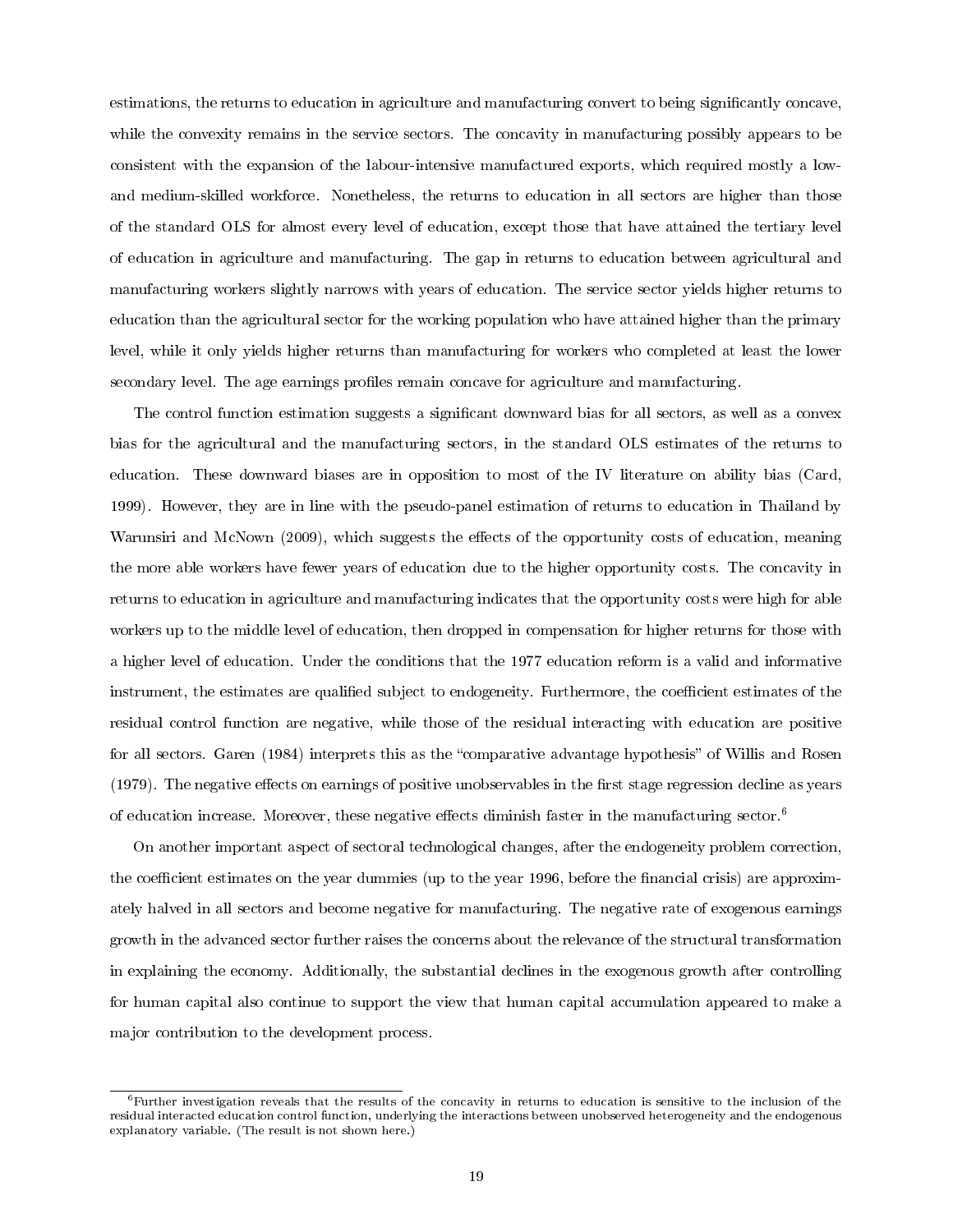estimations, the returns to education in agriculture and manufacturing convert to being significantly concave, while the convexity remains in the service sectors. The concavity in manufacturing possibly appears to be consistent with the expansion of the labour-intensive manufactured exports, which required mostly a low- and medium-skilled workforce. Nonetheless, the returns to education in all sectors are higher than those of the standard OLS for almost every level of education, except those that have attained the tertiary level of education in agriculture and manufacturing. The gap in returns to education between agricultural and manufacturing workers slightly narrows with years of education. The service sector yields higher returns to education than the agricultural sector for the working population who have attained higher than the primary level, while it only yields higher returns than manufacturing for workers who completed at least the lower secondary level. The age earnings profiles remain concave for agriculture and manufacturing.

The control function estimation suggests a significant downward bias for all sectors, as well as a convex bias for the agricultural and the manufacturing sectors, in the standard OLS estimates of the returns to education. These downward biases are in opposition to most of the IV literature on ability bias (Card, 1999). However, they are in line with the pseudo-panel estimation of returns to education in Thailand by Warunsiri and McNown (2009), which suggests the effects of the opportunity costs of education, meaning the more able workers have fewer years of education due to the higher opportunity costs. The concavity in returns to education in agriculture and manufacturing indicates that the opportunity costs were high for able workers up to the middle level of education, then dropped in compensation for higher returns for those with a higher level of education. Under the conditions that the 1977 education reform is a valid and informative instrument, the estimates are qualified subject to endogeneity. Furthermore, the coefficient estimates of the residual control function are negative, while those of the residual interacting with education are positive for all sectors. Garen (1984) interprets this as the "comparative advantage hypothesis" of Willis and Rosen (1979). The negative effects on earnings of positive unobservables in the first stage regression decline as years of education increase. Moreover, these negative effects diminish faster in the manufacturing sector.[6]

On another important aspect of sectoral technological changes, after the endogeneity problem correction, the coefficient estimates on the year dummies (up to the year 1996, before the financial crisis) are approximately halved in all sectors and become negative for manufacturing. The negative rate of exogenous earnings growth in the advanced sector further raises the concerns about the relevance of the structural transformation in explaining the economy. Additionally, the substantial declines in the exogenous growth after controlling for human capital also continue to support the view that human capital accumulation appeared to make a major contribution to the development process.

[6]Further investigation reveals that the results of the concavity in returns to education is sensitive to the inclusion of the residual interacted education control function, underlying the interactions between unobserved heterogeneity and the endogenous explanatory variable. (The result is not shown here.)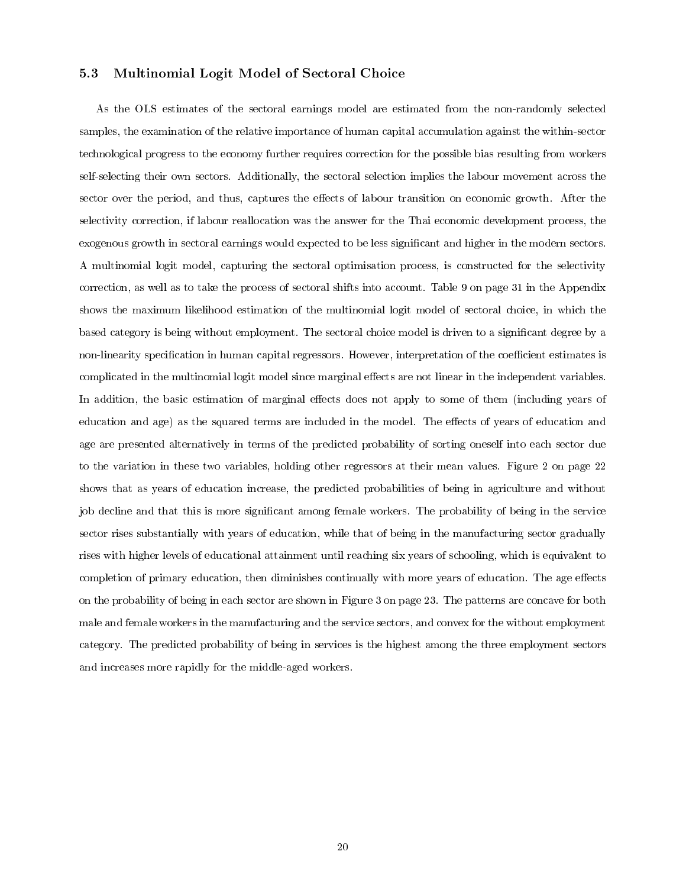### 5.3 Multinomial Logit Model of Sectoral Choice

As the OLS estimates of the sectoral earnings model are estimated from the non-randomly selected samples, the examination of the relative importance of human capital accumulation against the within-sector technological progress to the economy further requires correction for the possible bias resulting from workers self-selecting their own sectors. Additionally, the sectoral selection implies the labour movement across the sector over the period, and thus, captures the effects of labour transition on economic growth. After the selectivity correction, if labour reallocation was the answer for the Thai economic development process, the exogenous growth in sectoral earnings would expected to be less significant and higher in the modern sectors. A multinomial logit model, capturing the sectoral optimisation process, is constructed for the selectivity correction, as well as to take the process of sectoral shifts into account. Table 9 on page 31 in the Appendix shows the maximum likelihood estimation of the multinomial logit model of sectoral choice, in which the based category is being without employment. The sectoral choice model is driven to a significant degree by a non-linearity specification in human capital regressors. However, interpretation of the coefficient estimates is complicated in the multinomial logit model since marginal effects are not linear in the independent variables. In addition, the basic estimation of marginal effects does not apply to some of them (including years of education and age) as the squared terms are included in the model. The effects of years of education and age are presented alternatively in terms of the predicted probability of sorting oneself into each sector due to the variation in these two variables, holding other regressors at their mean values. Figure 2 on page 22 shows that as years of education increase, the predicted probabilities of being in agriculture and without job decline and that this is more significant among female workers. The probability of being in the service sector rises substantially with years of education, while that of being in the manufacturing sector gradually rises with higher levels of educational attainment until reaching six years of schooling, which is equivalent to completion of primary education, then diminishes continually with more years of education. The age effects on the probability of being in each sector are shown in Figure 3 on page 23. The patterns are concave for both male and female workers in the manufacturing and the service sectors, and convex for the without employment category. The predicted probability of being in services is the highest among the three employment sectors and increases more rapidly for the middle-aged workers.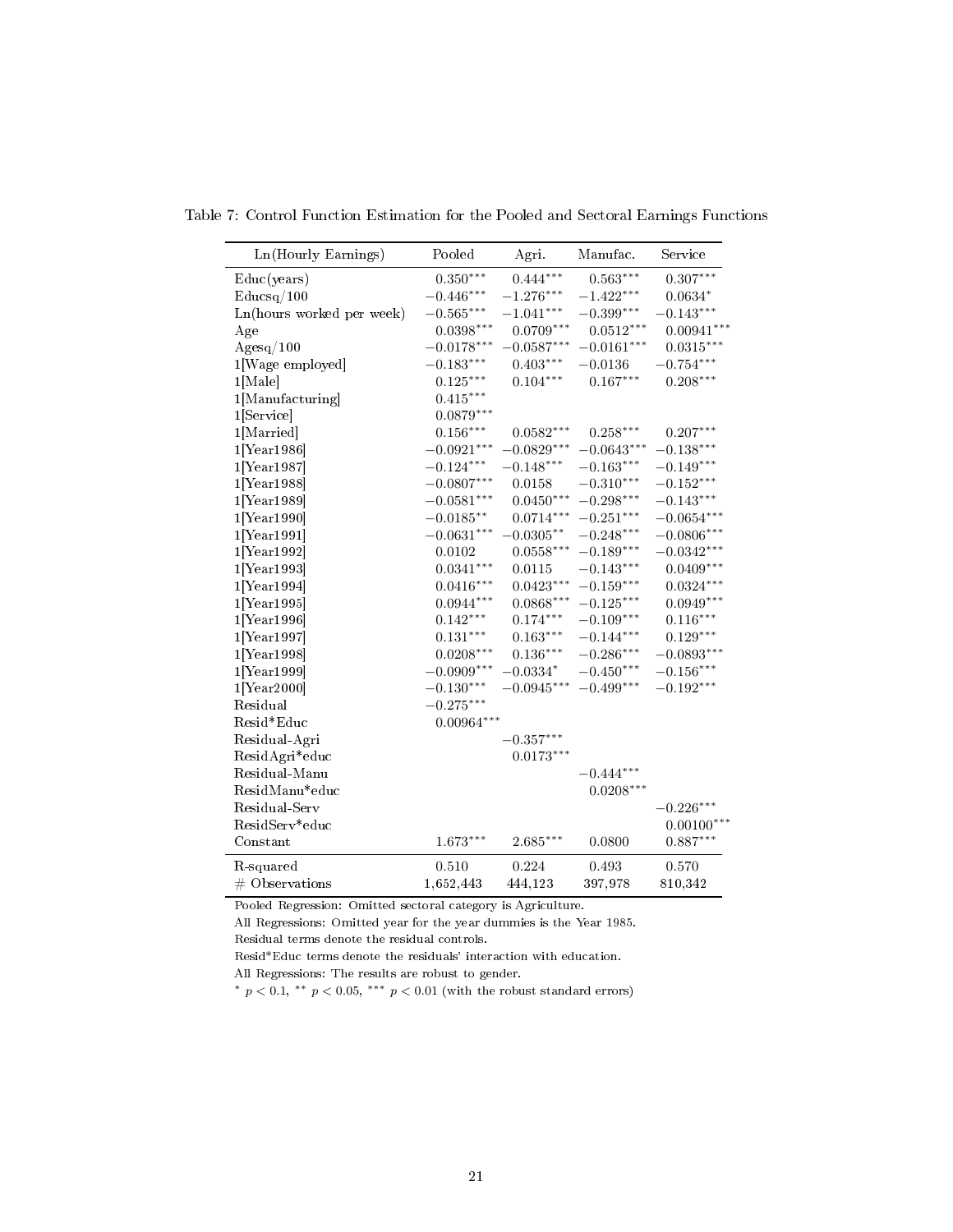Table 7: Control Function Estimation for the Pooled and Sectoral Earnings Functions

| Ln(Hourly Earnings) | Pooled | Agri. | Manufac. | Service |
|---|---|---|---|---|
| Educ(years) | $0.350^{***}$ | $0.444^{***}$ | $0.563^{***}$ | $0.307^{***}$ |
| Educsq/100 | $-0.446^{***}$ | $-1.276^{***}$ | $-1.422^{***}$ | $0.0634^{*}$ |
| Ln(hours worked per week) | $-0.565^{***}$ | $-1.041^{***}$ | $-0.399^{***}$ | $-0.143^{***}$ |
| Age | $0.0398^{***}$ | $0.0709^{***}$ | $0.0512^{***}$ | $0.00941^{***}$ |
| Agesq/100 | $-0.0178^{***}$ | $-0.0587^{***}$ | $-0.0161^{***}$ | $0.0315^{***}$ |
| 1[Wage employed] | $-0.183^{***}$ | $0.403^{***}$ | $-0.0136$ | $-0.754^{***}$ |
| 1[Male] | $0.125^{***}$ | $0.104^{***}$ | $0.167^{***}$ | $0.208^{***}$ |
| 1[Manufacturing] | $0.415^{***}$ | | | |
| 1[Service] | $0.0879^{***}$ | | | |
| 1[Married] | $0.156^{***}$ | $0.0582^{***}$ | $0.258^{***}$ | $0.207^{***}$ |
| 1[Year1986] | $-0.0921^{***}$ | $-0.0829^{***}$ | $-0.0643^{***}$ | $-0.138^{***}$ |
| 1[Year1987] | $-0.124^{***}$ | $-0.148^{***}$ | $-0.163^{***}$ | $-0.149^{***}$ |
| 1[Year1988] | $-0.0807^{***}$ | $0.0158$ | $-0.310^{***}$ | $-0.152^{***}$ |
| 1[Year1989] | $-0.0581^{***}$ | $0.0450^{***}$ | $-0.298^{***}$ | $-0.143^{***}$ |
| 1[Year1990] | $-0.0185^{**}$ | $0.0714^{***}$ | $-0.251^{***}$ | $-0.0654^{***}$ |
| 1[Year1991] | $-0.0631^{***}$ | $-0.0305^{**}$ | $-0.248^{***}$ | $-0.0806^{***}$ |
| 1[Year1992] | $0.0102$ | $0.0558^{***}$ | $-0.189^{***}$ | $-0.0342^{***}$ |
| 1[Year1993] | $0.0341^{***}$ | $0.0115$ | $-0.143^{***}$ | $0.0409^{***}$ |
| 1[Year1994] | $0.0416^{***}$ | $0.0423^{***}$ | $-0.159^{***}$ | $0.0324^{***}$ |
| 1[Year1995] | $0.0944^{***}$ | $0.0868^{***}$ | $-0.125^{***}$ | $0.0949^{***}$ |
| 1[Year1996] | $0.142^{***}$ | $0.174^{***}$ | $-0.109^{***}$ | $0.116^{***}$ |
| 1[Year1997] | $0.131^{***}$ | $0.163^{***}$ | $-0.144^{***}$ | $0.129^{***}$ |
| 1[Year1998] | $0.0208^{***}$ | $0.136^{***}$ | $-0.286^{***}$ | $-0.0893^{***}$ |
| 1[Year1999] | $-0.0909^{***}$ | $-0.0334^{*}$ | $-0.450^{***}$ | $-0.156^{***}$ |
| 1[Year2000] | $-0.130^{***}$ | $-0.0945^{***}$ | $-0.499^{***}$ | $-0.192^{***}$ |
| Residual | $-0.275^{***}$ | | | |
| Resid*Educ | $0.00964^{***}$ | | | |
| Residual-Agri | | $-0.357^{***}$ | | |
| ResidAgri*educ | | $0.0173^{***}$ | | |
| Residual-Manu | | | $-0.444^{***}$ | |
| ResidManu*educ | | | $0.0208^{***}$ | |
| Residual-Serv | | | | $-0.226^{***}$ |
| ResidServ*educ | | | | $0.00100^{***}$ |
| Constant | $1.673^{***}$ | $2.685^{***}$ | $0.0800$ | $0.887^{***}$ |
| R-squared | 0.510 | 0.224 | 0.493 | 0.570 |
| # Observations | 1,652,443 | 444,123 | 397,978 | 810,342 |

Pooled Regression: Omitted sectoral category is Agriculture.

All Regressions: Omitted year for the year dummies is the Year 1985.

Residual terms denote the residual controls.

Resid*Educ terms denote the residuals' interaction with education.

All Regressions: The results are robust to gender.

$^{*}$ $p < 0.1$, $^{**}$ $p < 0.05$, $^{***}$ $p < 0.01$ (with the robust standard errors)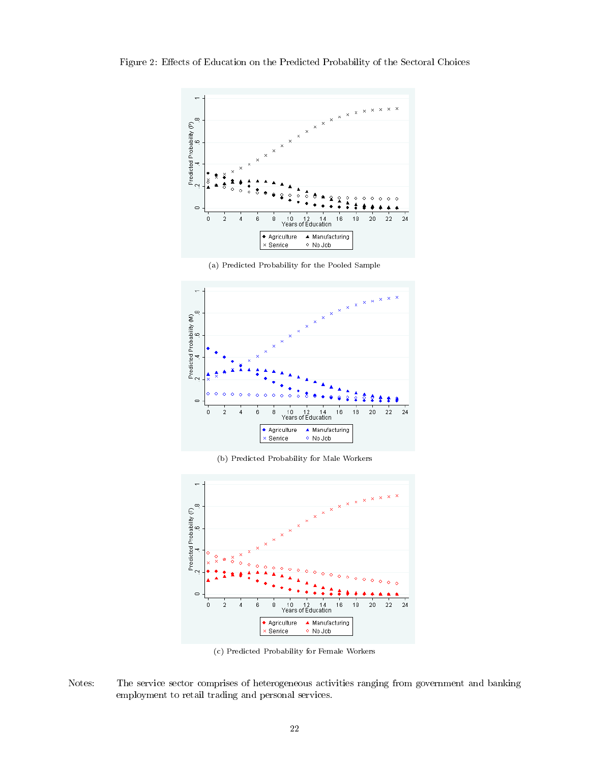Figure 2: Effects of Education on the Predicted Probability of the Sectoral Choices

(a) Predicted Probability for the Pooled Sample

(b) Predicted Probability for Male Workers

(c) Predicted Probability for Female Workers

Notes: The service sector comprises of heterogeneous activities ranging from government and banking employment to retail trading and personal services.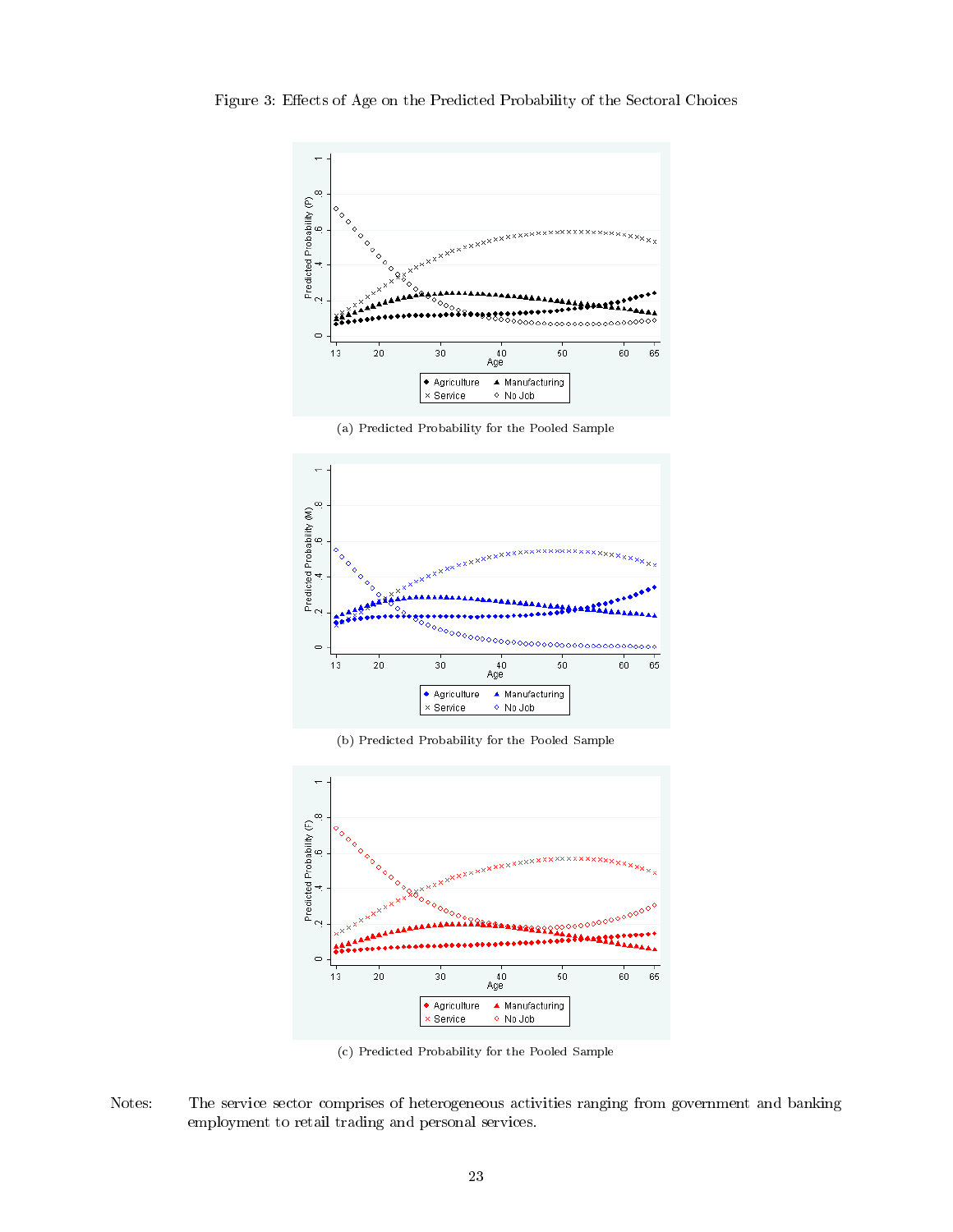Figure 3: Effects of Age on the Predicted Probability of the Sectoral Choices

(a) Predicted Probability for the Pooled Sample

(b) Predicted Probability for the Pooled Sample

(c) Predicted Probability for the Pooled Sample

Notes: The service sector comprises of heterogeneous activities ranging from government and banking employment to retail trading and personal services.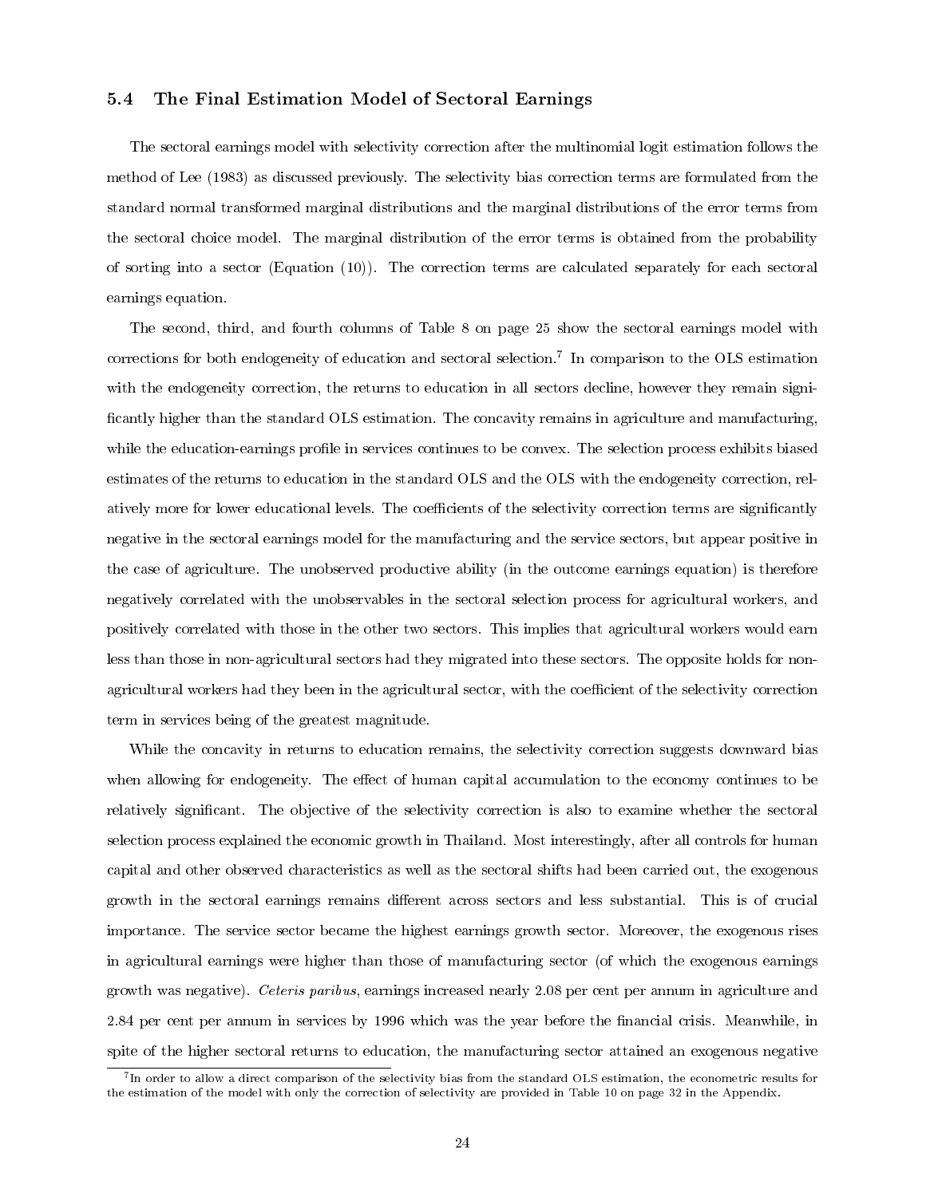### 5.4 The Final Estimation Model of Sectoral Earnings

The sectoral earnings model with selectivity correction after the multinomial logit estimation follows the method of Lee (1983) as discussed previously. The selectivity bias correction terms are formulated from the standard normal transformed marginal distributions and the marginal distributions of the error terms from the sectoral choice model. The marginal distribution of the error terms is obtained from the probability of sorting into a sector (Equation (10)). The correction terms are calculated separately for each sectoral earnings equation.

The second, third, and fourth columns of Table 8 on page 25 show the sectoral earnings model with corrections for both endogeneity of education and sectoral selection.[7] In comparison to the OLS estimation with the endogeneity correction, the returns to education in all sectors decline, however they remain significantly higher than the standard OLS estimation. The concavity remains in agriculture and manufacturing, while the education-earnings profile in services continues to be convex. The selection process exhibits biased estimates of the returns to education in the standard OLS and the OLS with the endogeneity correction, relatively more for lower educational levels. The coefficients of the selectivity correction terms are significantly negative in the sectoral earnings model for the manufacturing and the service sectors, but appear positive in the case of agriculture. The unobserved productive ability (in the outcome earnings equation) is therefore negatively correlated with the unobservables in the sectoral selection process for agricultural workers, and positively correlated with those in the other two sectors. This implies that agricultural workers would earn less than those in non-agricultural sectors had they migrated into these sectors. The opposite holds for non-agricultural workers had they been in the agricultural sector, with the coefficient of the selectivity correction term in services being of the greatest magnitude.

While the concavity in returns to education remains, the selectivity correction suggests downward bias when allowing for endogeneity. The effect of human capital accumulation to the economy continues to be relatively significant. The objective of the selectivity correction is also to examine whether the sectoral selection process explained the economic growth in Thailand. Most interestingly, after all controls for human capital and other observed characteristics as well as the sectoral shifts had been carried out, the exogenous growth in the sectoral earnings remains different across sectors and less substantial. This is of crucial importance. The service sector became the highest earnings growth sector. Moreover, the exogenous rises in agricultural earnings were higher than those of manufacturing sector (of which the exogenous earnings growth was negative). *Ceteris paribus*, earnings increased nearly 2.08 per cent per annum in agriculture and 2.84 per cent per annum in services by 1996 which was the year before the financial crisis. Meanwhile, in spite of the higher sectoral returns to education, the manufacturing sector attained an exogenous negative

[7] In order to allow a direct comparison of the selectivity bias from the standard OLS estimation, the econometric results for the estimation of the model with only the correction of selectivity are provided in Table 10 on page 32 in the Appendix.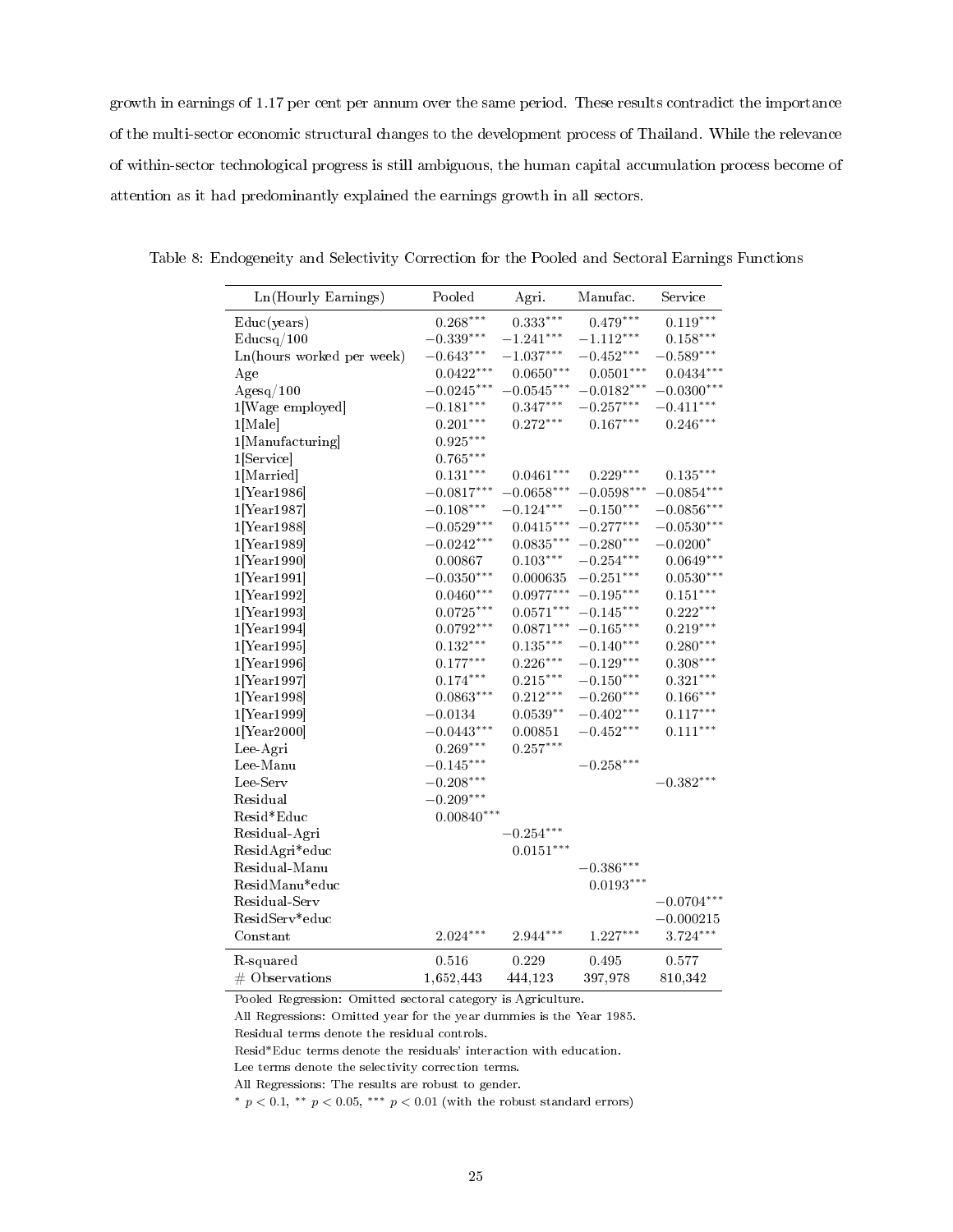growth in earnings of 1.17 per cent per annum over the same period. These results contradict the importance of the multi-sector economic structural changes to the development process of Thailand. While the relevance of within-sector technological progress is still ambiguous, the human capital accumulation process become of attention as it had predominantly explained the earnings growth in all sectors.

Table 8: Endogeneity and Selectivity Correction for the Pooled and Sectoral Earnings Functions

| Ln(Hourly Earnings) | Pooled | Agri. | Manufac. | Service |
|---|---|---|---|---|
| Educ(years) | $0.268^{***}$ | $0.333^{***}$ | $0.479^{***}$ | $0.119^{***}$ |
| Educsq/100 | $-0.339^{***}$ | $-1.241^{***}$ | $-1.112^{***}$ | $0.158^{***}$ |
| Ln(hours worked per week) | $-0.643^{***}$ | $-1.037^{***}$ | $-0.452^{***}$ | $-0.589^{***}$ |
| Age | $0.0422^{***}$ | $0.0650^{***}$ | $0.0501^{***}$ | $0.0434^{***}$ |
| Agesq/100 | $-0.0245^{***}$ | $-0.0545^{***}$ | $-0.0182^{***}$ | $-0.0300^{***}$ |
| 1[Wage employed] | $-0.181^{***}$ | $0.347^{***}$ | $-0.257^{***}$ | $-0.411^{***}$ |
| 1[Male] | $0.201^{***}$ | $0.272^{***}$ | $0.167^{***}$ | $0.246^{***}$ |
| 1[Manufacturing] | $0.925^{***}$ | | | |
| 1[Service] | $0.765^{***}$ | | | |
| 1[Married] | $0.131^{***}$ | $0.0461^{***}$ | $0.229^{***}$ | $0.135^{***}$ |
| 1[Year1986] | $-0.0817^{***}$ | $-0.0658^{***}$ | $-0.0598^{***}$ | $-0.0854^{***}$ |
| 1[Year1987] | $-0.108^{***}$ | $-0.124^{***}$ | $-0.150^{***}$ | $-0.0856^{***}$ |
| 1[Year1988] | $-0.0529^{***}$ | $0.0415^{***}$ | $-0.277^{***}$ | $-0.0530^{***}$ |
| 1[Year1989] | $-0.0242^{***}$ | $0.0835^{***}$ | $-0.280^{***}$ | $-0.0200^{*}$ |
| 1[Year1990] | $0.00867$ | $0.103^{***}$ | $-0.254^{***}$ | $0.0649^{***}$ |
| 1[Year1991] | $-0.0350^{***}$ | $0.000635$ | $-0.251^{***}$ | $0.0530^{***}$ |
| 1[Year1992] | $0.0460^{***}$ | $0.0977^{***}$ | $-0.195^{***}$ | $0.151^{***}$ |
| 1[Year1993] | $0.0725^{***}$ | $0.0571^{***}$ | $-0.145^{***}$ | $0.222^{***}$ |
| 1[Year1994] | $0.0792^{***}$ | $0.0871^{***}$ | $-0.165^{***}$ | $0.219^{***}$ |
| 1[Year1995] | $0.132^{***}$ | $0.135^{***}$ | $-0.140^{***}$ | $0.280^{***}$ |
| 1[Year1996] | $0.177^{***}$ | $0.226^{***}$ | $-0.129^{***}$ | $0.308^{***}$ |
| 1[Year1997] | $0.174^{***}$ | $0.215^{***}$ | $-0.150^{***}$ | $0.321^{***}$ |
| 1[Year1998] | $0.0863^{***}$ | $0.212^{***}$ | $-0.260^{***}$ | $0.166^{***}$ |
| 1[Year1999] | $-0.0134$ | $0.0539^{**}$ | $-0.402^{***}$ | $0.117^{***}$ |
| 1[Year2000] | $-0.0443^{***}$ | $0.00851$ | $-0.452^{***}$ | $0.111^{***}$ |
| Lee-Agri | $0.269^{***}$ | $0.257^{***}$ | | |
| Lee-Manu | $-0.145^{***}$ | | $-0.258^{***}$ | |
| Lee-Serv | $-0.208^{***}$ | | | $-0.382^{***}$ |
| Residual | $-0.209^{***}$ | | | |
| Resid*Educ | $0.00840^{***}$ | | | |
| Residual-Agri | | $-0.254^{***}$ | | |
| ResidAgri*educ | | $0.0151^{***}$ | | |
| Residual-Manu | | | $-0.386^{***}$ | |
| ResidManu*educ | | | $0.0193^{***}$ | |
| Residual-Serv | | | | $-0.0704^{***}$ |
| ResidServ*educ | | | | $-0.000215$ |
| Constant | $2.024^{***}$ | $2.944^{***}$ | $1.227^{***}$ | $3.724^{***}$ |
| R-squared | 0.516 | 0.229 | 0.495 | 0.577 |
| # Observations | 1,652,443 | 444,123 | 397,978 | 810,342 |

Pooled Regression: Omitted sectoral category is Agriculture.

All Regressions: Omitted year for the year dummies is the Year 1985.

Residual terms denote the residual controls.

Resid*Educ terms denote the residuals' interaction with education.

Lee terms denote the selectivity correction terms.

All Regressions: The results are robust to gender.

$^{*}$ $p < 0.1$, $^{**}$ $p < 0.05$, $^{***}$ $p < 0.01$ (with the robust standard errors)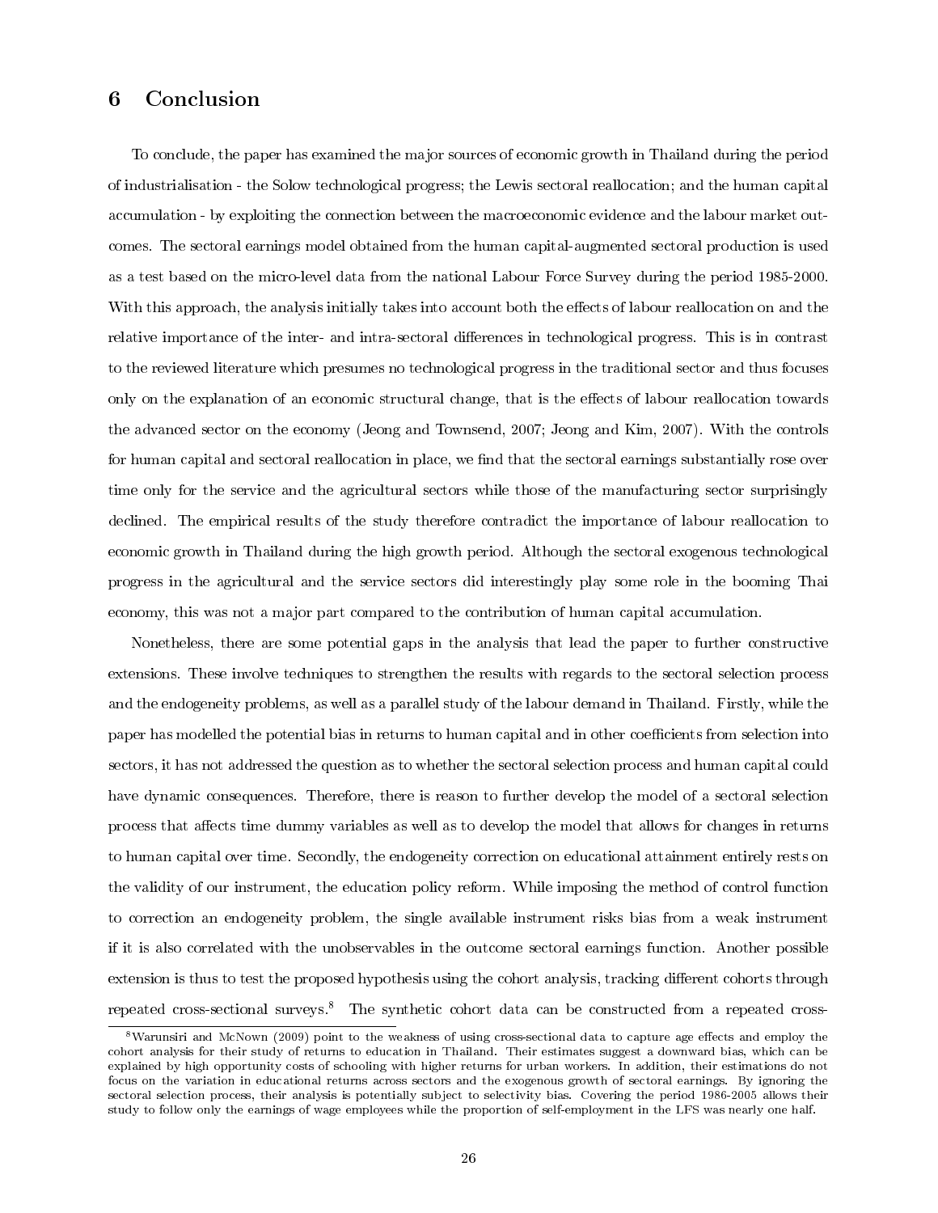## 6 Conclusion

To conclude, the paper has examined the major sources of economic growth in Thailand during the period of industrialisation - the Solow technological progress; the Lewis sectoral reallocation; and the human capital accumulation - by exploiting the connection between the macroeconomic evidence and the labour market outcomes. The sectoral earnings model obtained from the human capital-augmented sectoral production is used as a test based on the micro-level data from the national Labour Force Survey during the period 1985-2000. With this approach, the analysis initially takes into account both the effects of labour reallocation on and the relative importance of the inter- and intra-sectoral differences in technological progress. This is in contrast to the reviewed literature which presumes no technological progress in the traditional sector and thus focuses only on the explanation of an economic structural change, that is the effects of labour reallocation towards the advanced sector on the economy (Jeong and Townsend, 2007; Jeong and Kim, 2007). With the controls for human capital and sectoral reallocation in place, we find that the sectoral earnings substantially rose over time only for the service and the agricultural sectors while those of the manufacturing sector surprisingly declined. The empirical results of the study therefore contradict the importance of labour reallocation to economic growth in Thailand during the high growth period. Although the sectoral exogenous technological progress in the agricultural and the service sectors did interestingly play some role in the booming Thai economy, this was not a major part compared to the contribution of human capital accumulation.

Nonetheless, there are some potential gaps in the analysis that lead the paper to further constructive extensions. These involve techniques to strengthen the results with regards to the sectoral selection process and the endogeneity problems, as well as a parallel study of the labour demand in Thailand. Firstly, while the paper has modelled the potential bias in returns to human capital and in other coefficients from selection into sectors, it has not addressed the question as to whether the sectoral selection process and human capital could have dynamic consequences. Therefore, there is reason to further develop the model of a sectoral selection process that affects time dummy variables as well as to develop the model that allows for changes in returns to human capital over time. Secondly, the endogeneity correction on educational attainment entirely rests on the validity of our instrument, the education policy reform. While imposing the method of control function to correction an endogeneity problem, the single available instrument risks bias from a weak instrument if it is also correlated with the unobservables in the outcome sectoral earnings function. Another possible extension is thus to test the proposed hypothesis using the cohort analysis, tracking different cohorts through repeated cross-sectional surveys.[8] The synthetic cohort data can be constructed from a repeated cross-

[8] Warunsiri and McNown (2009) point to the weakness of using cross-sectional data to capture age effects and employ the cohort analysis for their study of returns to education in Thailand. Their estimates suggest a downward bias, which can be explained by high opportunity costs of schooling with higher returns for urban workers. In addition, their estimations do not focus on the variation in educational returns across sectors and the exogenous growth of sectoral earnings. By ignoring the sectoral selection process, their analysis is potentially subject to selectivity bias. Covering the period 1986-2005 allows their study to follow only the earnings of wage employees while the proportion of self-employment in the LFS was nearly one half.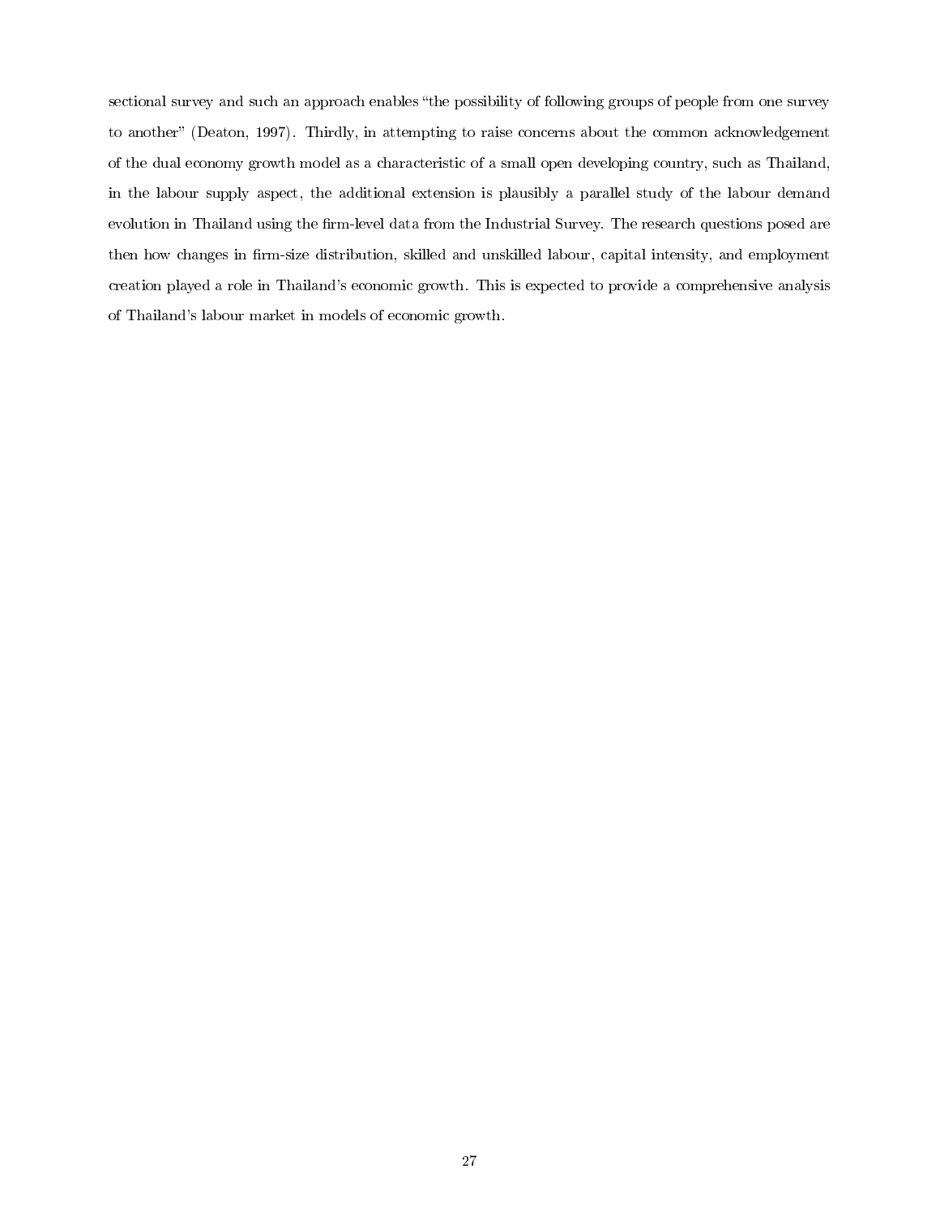sectional survey and such an approach enables "the possibility of following groups of people from one survey to another" (Deaton, 1997). Thirdly, in attempting to raise concerns about the common acknowledgement of the dual economy growth model as a characteristic of a small open developing country, such as Thailand, in the labour supply aspect, the additional extension is plausibly a parallel study of the labour demand evolution in Thailand using the firm-level data from the Industrial Survey. The research questions posed are then how changes in firm-size distribution, skilled and unskilled labour, capital intensity, and employment creation played a role in Thailand's economic growth. This is expected to provide a comprehensive analysis of Thailand's labour market in models of economic growth.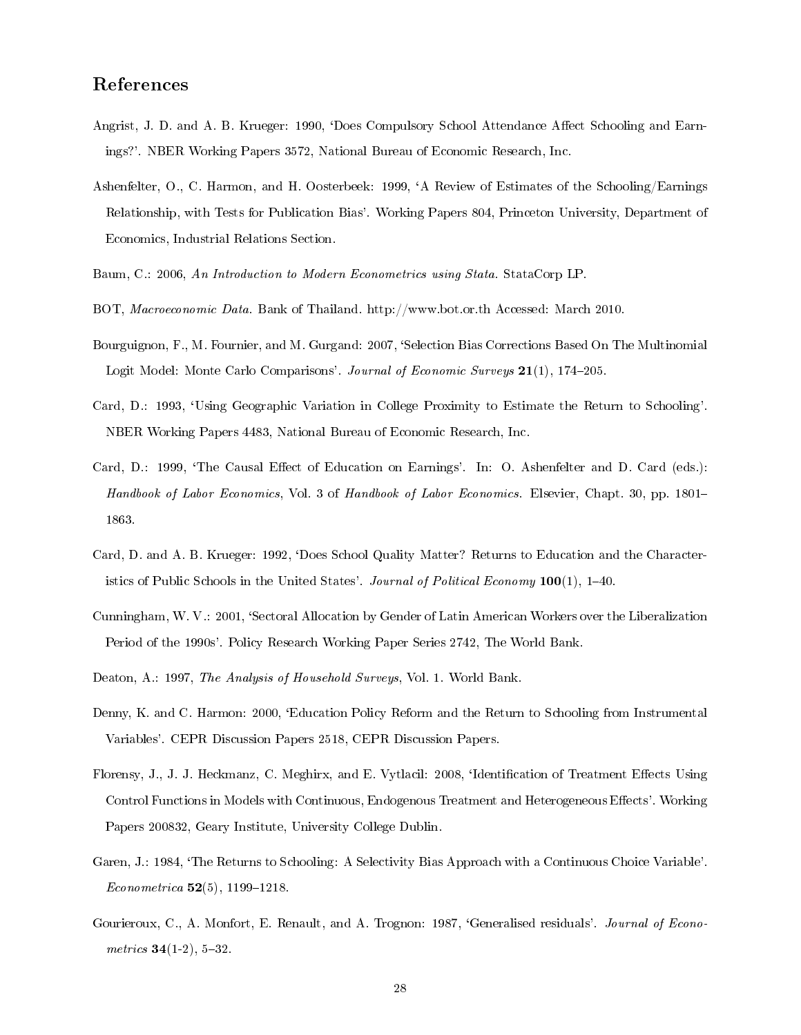## References

Angrist, J. D. and A. B. Krueger: 1990, 'Does Compulsory School Attendance Affect Schooling and Earnings?'. NBER Working Papers 3572, National Bureau of Economic Research, Inc.

Ashenfelter, O., C. Harmon, and H. Oosterbeek: 1999, 'A Review of Estimates of the Schooling/Earnings Relationship, with Tests for Publication Bias'. Working Papers 804, Princeton University, Department of Economics, Industrial Relations Section.

Baum, C.: 2006, *An Introduction to Modern Econometrics using Stata*. StataCorp LP.

BOT, *Macroeconomic Data*. Bank of Thailand. http://www.bot.or.th Accessed: March 2010.

Bourguignon, F., M. Fournier, and M. Gurgand: 2007, 'Selection Bias Corrections Based On The Multinomial Logit Model: Monte Carlo Comparisons'. *Journal of Economic Surveys* **21**(1), 174–205.

Card, D.: 1993, 'Using Geographic Variation in College Proximity to Estimate the Return to Schooling'. NBER Working Papers 4483, National Bureau of Economic Research, Inc.

Card, D.: 1999, 'The Causal Effect of Education on Earnings'. In: O. Ashenfelter and D. Card (eds.): *Handbook of Labor Economics*, Vol. 3 of *Handbook of Labor Economics*. Elsevier, Chapt. 30, pp. 1801–1863.

Card, D. and A. B. Krueger: 1992, 'Does School Quality Matter? Returns to Education and the Characteristics of Public Schools in the United States'. *Journal of Political Economy* **100**(1), 1–40.

Cunningham, W. V.: 2001, 'Sectoral Allocation by Gender of Latin American Workers over the Liberalization Period of the 1990s'. Policy Research Working Paper Series 2742, The World Bank.

Deaton, A.: 1997, *The Analysis of Household Surveys*, Vol. 1. World Bank.

Denny, K. and C. Harmon: 2000, 'Education Policy Reform and the Return to Schooling from Instrumental Variables'. CEPR Discussion Papers 2518, CEPR Discussion Papers.

Florensy, J., J. J. Heckmanz, C. Meghirx, and E. Vytlacil: 2008, 'Identification of Treatment Effects Using Control Functions in Models with Continuous, Endogenous Treatment and Heterogeneous Effects'. Working Papers 200832, Geary Institute, University College Dublin.

Garen, J.: 1984, 'The Returns to Schooling: A Selectivity Bias Approach with a Continuous Choice Variable'. *Econometrica* **52**(5), 1199–1218.

Gourieroux, C., A. Monfort, E. Renault, and A. Trognon: 1987, 'Generalised residuals'. *Journal of Econometrics* **34**(1-2), 5–32.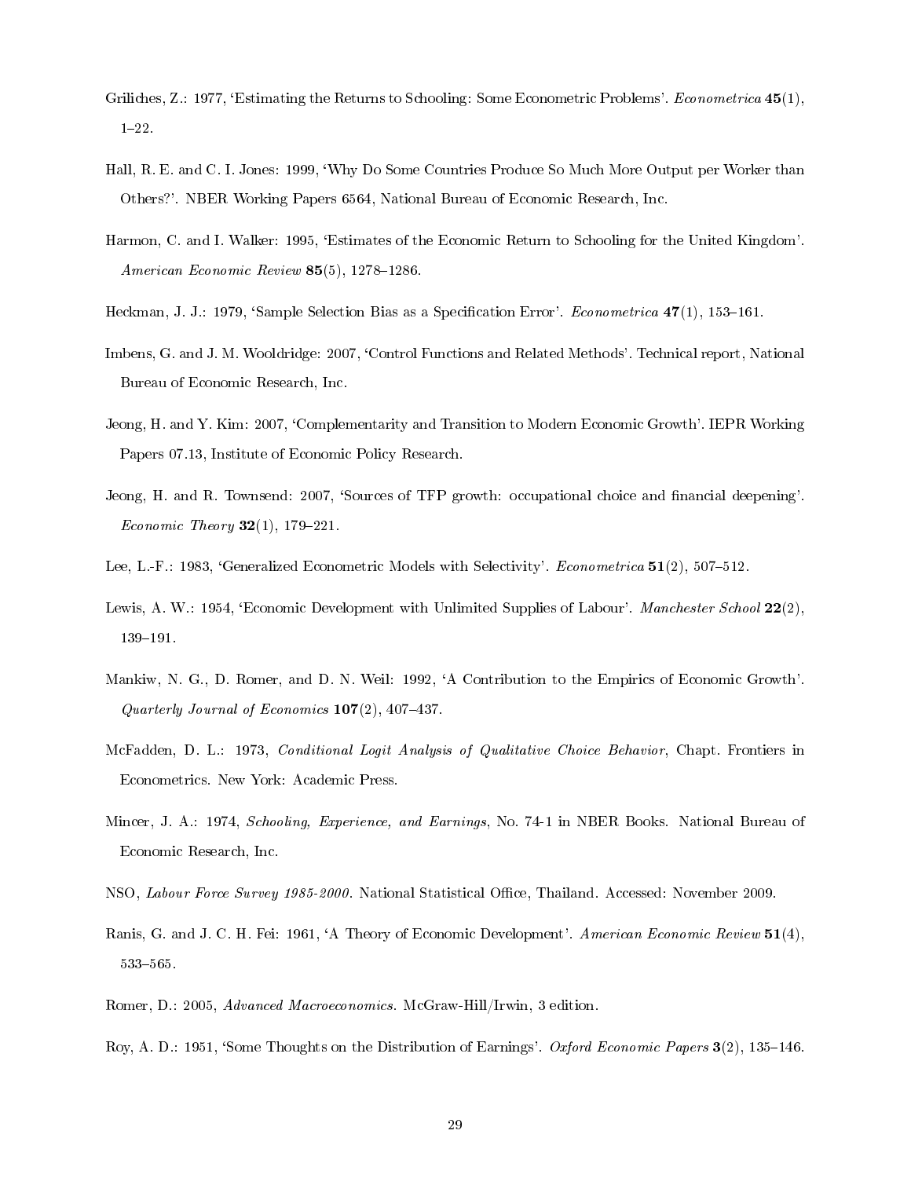Griliches, Z.: 1977, 'Estimating the Returns to Schooling: Some Econometric Problems'. *Econometrica* **45**(1), 1–22.

Hall, R. E. and C. I. Jones: 1999, 'Why Do Some Countries Produce So Much More Output per Worker than Others?'. NBER Working Papers 6564, National Bureau of Economic Research, Inc.

Harmon, C. and I. Walker: 1995, 'Estimates of the Economic Return to Schooling for the United Kingdom'. *American Economic Review* **85**(5), 1278–1286.

Heckman, J. J.: 1979, 'Sample Selection Bias as a Specification Error'. *Econometrica* **47**(1), 153–161.

Imbens, G. and J. M. Wooldridge: 2007, 'Control Functions and Related Methods'. Technical report, National Bureau of Economic Research, Inc.

Jeong, H. and Y. Kim: 2007, 'Complementarity and Transition to Modern Economic Growth'. IEPR Working Papers 07.13, Institute of Economic Policy Research.

Jeong, H. and R. Townsend: 2007, 'Sources of TFP growth: occupational choice and financial deepening'. *Economic Theory* **32**(1), 179–221.

Lee, L.-F.: 1983, 'Generalized Econometric Models with Selectivity'. *Econometrica* **51**(2), 507–512.

Lewis, A. W.: 1954, 'Economic Development with Unlimited Supplies of Labour'. *Manchester School* **22**(2), 139–191.

Mankiw, N. G., D. Romer, and D. N. Weil: 1992, 'A Contribution to the Empirics of Economic Growth'. *Quarterly Journal of Economics* **107**(2), 407–437.

McFadden, D. L.: 1973, *Conditional Logit Analysis of Qualitative Choice Behavior*, Chapt. Frontiers in Econometrics. New York: Academic Press.

Mincer, J. A.: 1974, *Schooling, Experience, and Earnings*, No. 74-1 in NBER Books. National Bureau of Economic Research, Inc.

NSO, *Labour Force Survey 1985-2000*. National Statistical Office, Thailand. Accessed: November 2009.

Ranis, G. and J. C. H. Fei: 1961, 'A Theory of Economic Development'. *American Economic Review* **51**(4), 533–565.

Romer, D.: 2005, *Advanced Macroeconomics*. McGraw-Hill/Irwin, 3 edition.

Roy, A. D.: 1951, 'Some Thoughts on the Distribution of Earnings'. *Oxford Economic Papers* **3**(2), 135–146.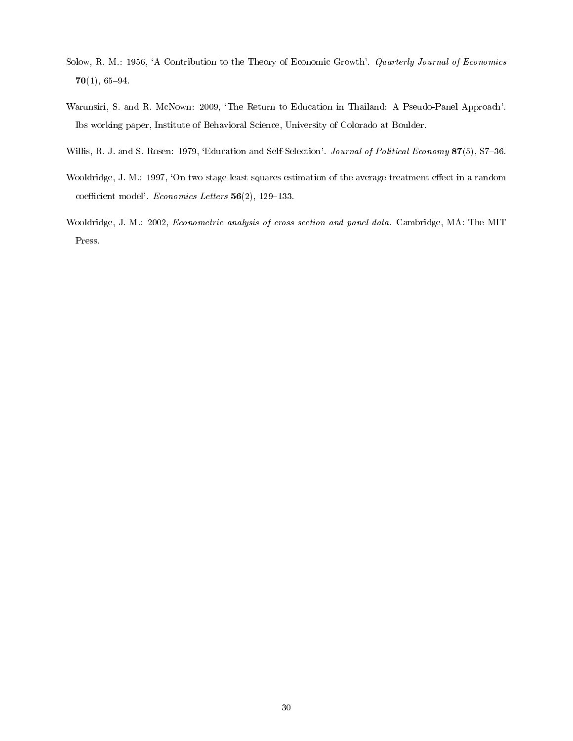Solow, R. M.: 1956, 'A Contribution to the Theory of Economic Growth'. *Quarterly Journal of Economics* **70**(1), 65–94.

Warunsiri, S. and R. McNown: 2009, 'The Return to Education in Thailand: A Pseudo-Panel Approach'. Ibs working paper, Institute of Behavioral Science, University of Colorado at Boulder.

Willis, R. J. and S. Rosen: 1979, 'Education and Self-Selection'. *Journal of Political Economy* **87**(5), S7–36.

Wooldridge, J. M.: 1997, 'On two stage least squares estimation of the average treatment effect in a random coefficient model'. *Economics Letters* **56**(2), 129–133.

Wooldridge, J. M.: 2002, *Econometric analysis of cross section and panel data*. Cambridge, MA: The MIT Press.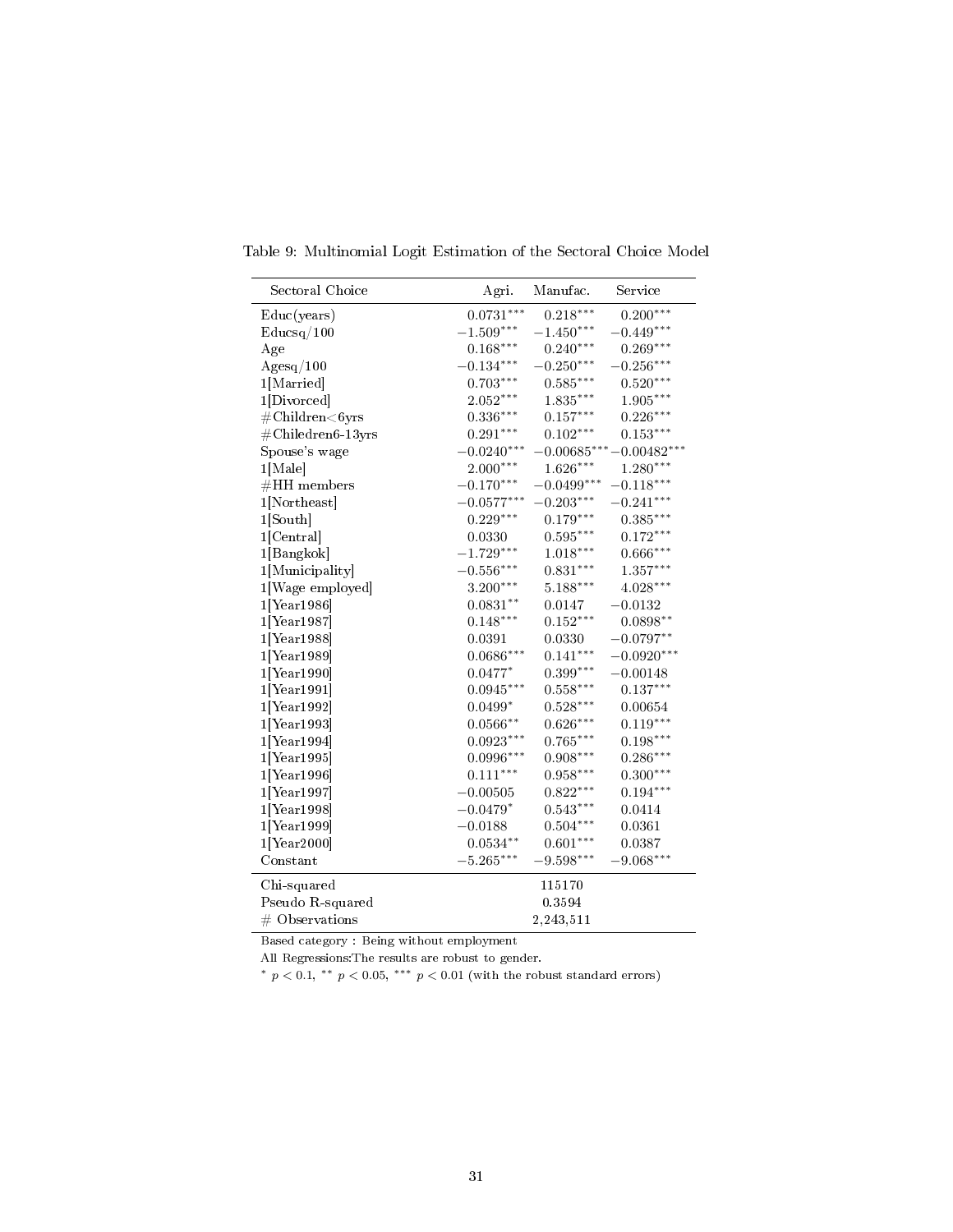Table 9: Multinomial Logit Estimation of the Sectoral Choice Model

| Sectoral Choice | Agri. | Manufac. | Service |
|---|---|---|---|
| Educ(years) | $0.0731^{***}$ | $0.218^{***}$ | $0.200^{***}$ |
| Educsq/100 | $-1.509^{***}$ | $-1.450^{***}$ | $-0.449^{***}$ |
| Age | $0.168^{***}$ | $0.240^{***}$ | $0.269^{***}$ |
| Agesq/100 | $-0.134^{***}$ | $-0.250^{***}$ | $-0.256^{***}$ |
| 1[Married] | $0.703^{***}$ | $0.585^{***}$ | $0.520^{***}$ |
| 1[Divorced] | $2.052^{***}$ | $1.835^{***}$ | $1.905^{***}$ |
| #Children<6yrs | $0.336^{***}$ | $0.157^{***}$ | $0.226^{***}$ |
| #Chiledren6-13yrs | $0.291^{***}$ | $0.102^{***}$ | $0.153^{***}$ |
| Spouse's wage | $-0.0240^{***}$ | $-0.00685^{***}$ | $-0.00482^{***}$ |
| 1[Male] | $2.000^{***}$ | $1.626^{***}$ | $1.280^{***}$ |
| #HH members | $-0.170^{***}$ | $-0.0499^{***}$ | $-0.118^{***}$ |
| 1[Northeast] | $-0.0577^{***}$ | $-0.203^{***}$ | $-0.241^{***}$ |
| 1[South] | $0.229^{***}$ | $0.179^{***}$ | $0.385^{***}$ |
| 1[Central] | $0.0330$ | $0.595^{***}$ | $0.172^{***}$ |
| 1[Bangkok] | $-1.729^{***}$ | $1.018^{***}$ | $0.666^{***}$ |
| 1[Municipality] | $-0.556^{***}$ | $0.831^{***}$ | $1.357^{***}$ |
| 1[Wage employed] | $3.200^{***}$ | $5.188^{***}$ | $4.028^{***}$ |
| 1[Year1986] | $0.0831^{**}$ | $0.0147$ | $-0.0132$ |
| 1[Year1987] | $0.148^{***}$ | $0.152^{***}$ | $0.0898^{**}$ |
| 1[Year1988] | $0.0391$ | $0.0330$ | $-0.0797^{**}$ |
| 1[Year1989] | $0.0686^{***}$ | $0.141^{***}$ | $-0.0920^{***}$ |
| 1[Year1990] | $0.0477^{*}$ | $0.399^{***}$ | $-0.00148$ |
| 1[Year1991] | $0.0945^{***}$ | $0.558^{***}$ | $0.137^{***}$ |
| 1[Year1992] | $0.0499^{*}$ | $0.528^{***}$ | $0.00654$ |
| 1[Year1993] | $0.0566^{**}$ | $0.626^{***}$ | $0.119^{***}$ |
| 1[Year1994] | $0.0923^{***}$ | $0.765^{***}$ | $0.198^{***}$ |
| 1[Year1995] | $0.0996^{***}$ | $0.908^{***}$ | $0.286^{***}$ |
| 1[Year1996] | $0.111^{***}$ | $0.958^{***}$ | $0.300^{***}$ |
| 1[Year1997] | $-0.00505$ | $0.822^{***}$ | $0.194^{***}$ |
| 1[Year1998] | $-0.0479^{*}$ | $0.543^{***}$ | $0.0414$ |
| 1[Year1999] | $-0.0188$ | $0.504^{***}$ | $0.0361$ |
| 1[Year2000] | $0.0534^{**}$ | $0.601^{***}$ | $0.0387$ |
| Constant | $-5.265^{***}$ | $-9.598^{***}$ | $-9.068^{***}$ |
| Chi-squared | | 115170 | |
| Pseudo R-squared | | 0.3594 | |
| # Observations | | 2,243,511 | |

Based category : Being without employment

All Regressions:The results are robust to gender.

$^{*}$ $p < 0.1$, $^{**}$ $p < 0.05$, $^{***}$ $p < 0.01$ (with the robust standard errors)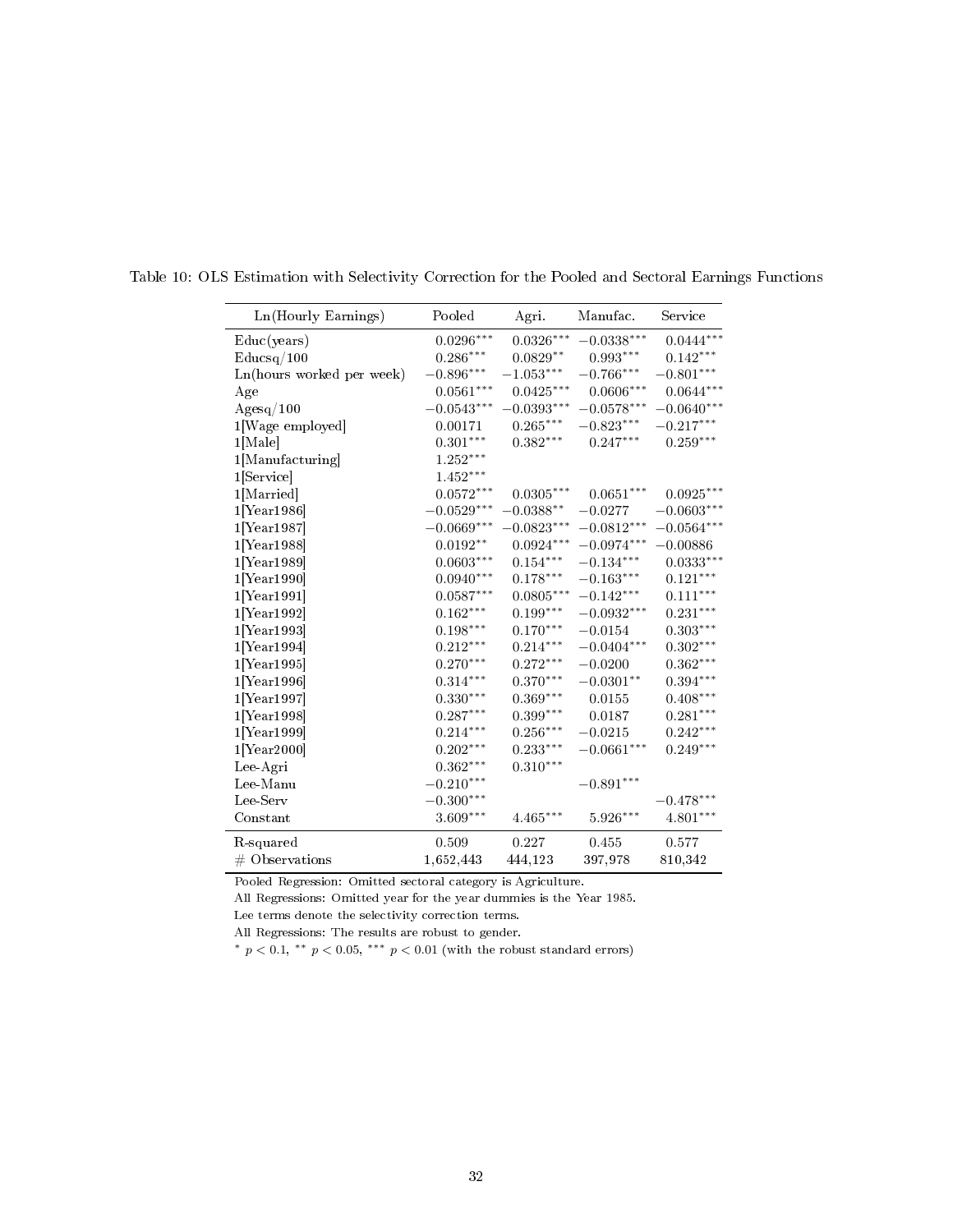Table 10: OLS Estimation with Selectivity Correction for the Pooled and Sectoral Earnings Functions

| Ln(Hourly Earnings) | Pooled | Agri. | Manufac. | Service |
|---|---|---|---|---|
| Educ(years) | $0.0296^{***}$ | $0.0326^{***}$ | $-0.0338^{***}$ | $0.0444^{***}$ |
| Educsq/100 | $0.286^{***}$ | $0.0829^{**}$ | $0.993^{***}$ | $0.142^{***}$ |
| Ln(hours worked per week) | $-0.896^{***}$ | $-1.053^{***}$ | $-0.766^{***}$ | $-0.801^{***}$ |
| Age | $0.0561^{***}$ | $0.0425^{***}$ | $0.0606^{***}$ | $0.0644^{***}$ |
| Agesq/100 | $-0.0543^{***}$ | $-0.0393^{***}$ | $-0.0578^{***}$ | $-0.0640^{***}$ |
| 1[Wage employed] | 0.00171 | $0.265^{***}$ | $-0.823^{***}$ | $-0.217^{***}$ |
| 1[Male] | $0.301^{***}$ | $0.382^{***}$ | $0.247^{***}$ | $0.259^{***}$ |
| 1[Manufacturing] | $1.252^{***}$ | | | |
| 1[Service] | $1.452^{***}$ | | | |
| 1[Married] | $0.0572^{***}$ | $0.0305^{***}$ | $0.0651^{***}$ | $0.0925^{***}$ |
| 1[Year1986] | $-0.0529^{***}$ | $-0.0388^{**}$ | $-0.0277$ | $-0.0603^{***}$ |
| 1[Year1987] | $-0.0669^{***}$ | $-0.0823^{***}$ | $-0.0812^{***}$ | $-0.0564^{***}$ |
| 1[Year1988] | $0.0192^{**}$ | $0.0924^{***}$ | $-0.0974^{***}$ | $-0.00886$ |
| 1[Year1989] | $0.0603^{***}$ | $0.154^{***}$ | $-0.134^{***}$ | $0.0333^{***}$ |
| 1[Year1990] | $0.0940^{***}$ | $0.178^{***}$ | $-0.163^{***}$ | $0.121^{***}$ |
| 1[Year1991] | $0.0587^{***}$ | $0.0805^{***}$ | $-0.142^{***}$ | $0.111^{***}$ |
| 1[Year1992] | $0.162^{***}$ | $0.199^{***}$ | $-0.0932^{***}$ | $0.231^{***}$ |
| 1[Year1993] | $0.198^{***}$ | $0.170^{***}$ | $-0.0154$ | $0.303^{***}$ |
| 1[Year1994] | $0.212^{***}$ | $0.214^{***}$ | $-0.0404^{***}$ | $0.302^{***}$ |
| 1[Year1995] | $0.270^{***}$ | $0.272^{***}$ | $-0.0200$ | $0.362^{***}$ |
| 1[Year1996] | $0.314^{***}$ | $0.370^{***}$ | $-0.0301^{**}$ | $0.394^{***}$ |
| 1[Year1997] | $0.330^{***}$ | $0.369^{***}$ | 0.0155 | $0.408^{***}$ |
| 1[Year1998] | $0.287^{***}$ | $0.399^{***}$ | 0.0187 | $0.281^{***}$ |
| 1[Year1999] | $0.214^{***}$ | $0.256^{***}$ | $-0.0215$ | $0.242^{***}$ |
| 1[Year2000] | $0.202^{***}$ | $0.233^{***}$ | $-0.0661^{***}$ | $0.249^{***}$ |
| Lee-Agri | $0.362^{***}$ | $0.310^{***}$ | | |
| Lee-Manu | $-0.210^{***}$ | | $-0.891^{***}$ | |
| Lee-Serv | $-0.300^{***}$ | | | $-0.478^{***}$ |
| Constant | $3.609^{***}$ | $4.465^{***}$ | $5.926^{***}$ | $4.801^{***}$ |
| R-squared | 0.509 | 0.227 | 0.455 | 0.577 |
| # Observations | 1,652,443 | 444,123 | 397,978 | 810,342 |

Pooled Regression: Omitted sectoral category is Agriculture.

All Regressions: Omitted year for the year dummies is the Year 1985.

Lee terms denote the selectivity correction terms.

All Regressions: The results are robust to gender.

$^{*}$ $p < 0.1$, $^{**}$ $p < 0.05$, $^{***}$ $p < 0.01$ (with the robust standard errors)